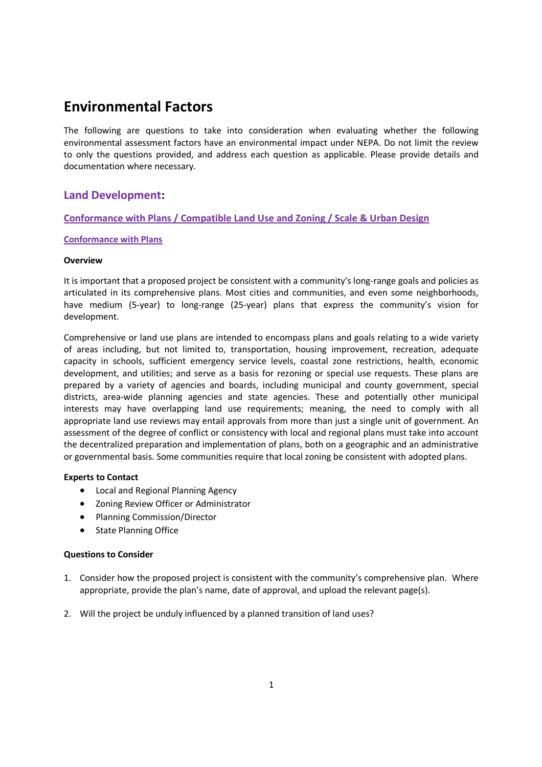# Environmental Factors

The following are questions to take into consideration when evaluating whether the following environmental assessment factors have an environmental impact under NEPA. Do not limit the review to only the questions provided, and address each question as applicable. Please provide details and documentation where necessary.

## Land Development:

### Conformance with Plans / Compatible Land Use and Zoning / Scale & Urban Design

#### Conformance with Plans

**Overview**

It is important that a proposed project be consistent with a community's long-range goals and policies as articulated in its comprehensive plans. Most cities and communities, and even some neighborhoods, have medium (5-year) to long-range (25-year) plans that express the community's vision for development.

Comprehensive or land use plans are intended to encompass plans and goals relating to a wide variety of areas including, but not limited to, transportation, housing improvement, recreation, adequate capacity in schools, sufficient emergency service levels, coastal zone restrictions, health, economic development, and utilities; and serve as a basis for rezoning or special use requests. These plans are prepared by a variety of agencies and boards, including municipal and county government, special districts, area-wide planning agencies and state agencies. These and potentially other municipal interests may have overlapping land use requirements; meaning, the need to comply with all appropriate land use reviews may entail approvals from more than just a single unit of government. An assessment of the degree of conflict or consistency with local and regional plans must take into account the decentralized preparation and implementation of plans, both on a geographic and an administrative or governmental basis. Some communities require that local zoning be consistent with adopted plans.

**Experts to Contact**

- Local and Regional Planning Agency
- Zoning Review Officer or Administrator
- Planning Commission/Director
- State Planning Office

**Questions to Consider**

1. Consider how the proposed project is consistent with the community's comprehensive plan. Where appropriate, provide the plan's name, date of approval, and upload the relevant page(s).

2. Will the project be unduly influenced by a planned transition of land uses?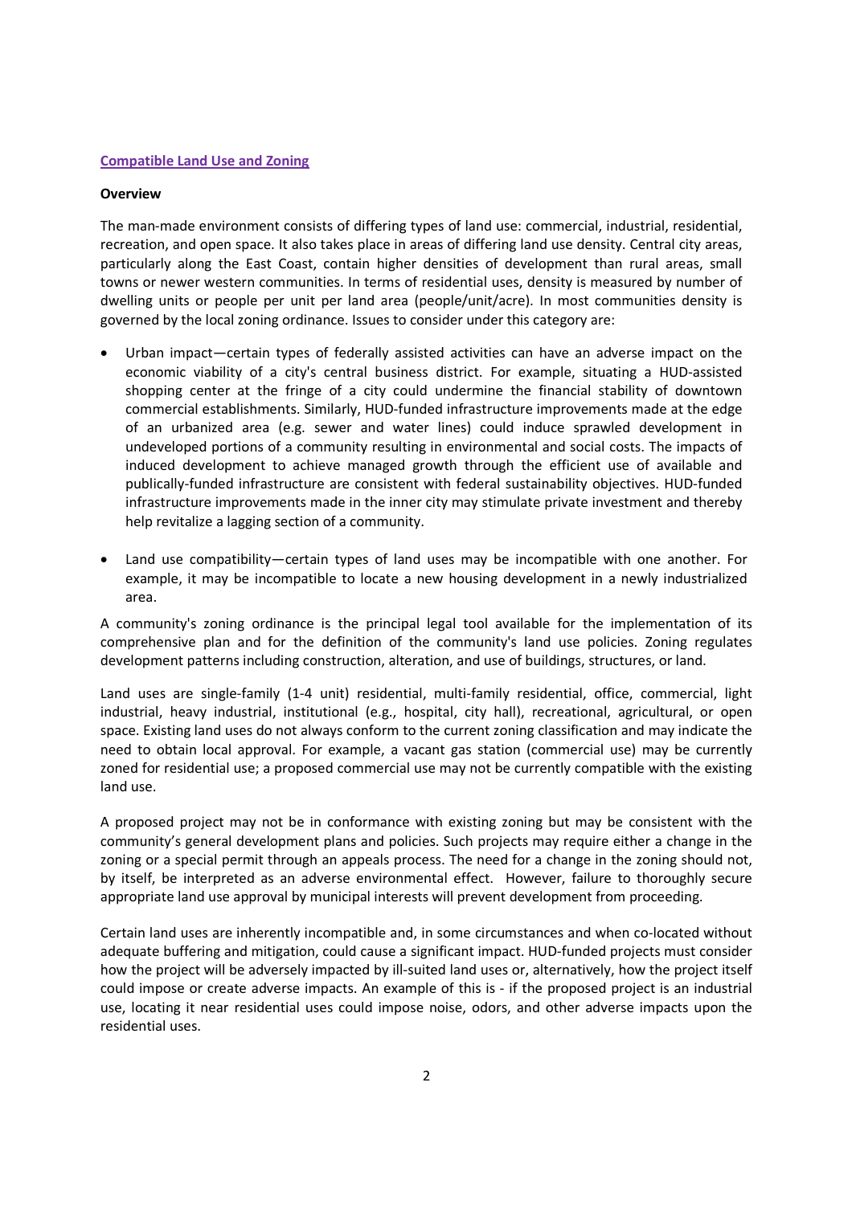## Compatible Land Use and Zoning

**Overview**

The man-made environment consists of differing types of land use: commercial, industrial, residential, recreation, and open space. It also takes place in areas of differing land use density. Central city areas, particularly along the East Coast, contain higher densities of development than rural areas, small towns or newer western communities. In terms of residential uses, density is measured by number of dwelling units or people per unit per land area (people/unit/acre). In most communities density is governed by the local zoning ordinance. Issues to consider under this category are:

- Urban impact—certain types of federally assisted activities can have an adverse impact on the economic viability of a city's central business district. For example, situating a HUD-assisted shopping center at the fringe of a city could undermine the financial stability of downtown commercial establishments. Similarly, HUD-funded infrastructure improvements made at the edge of an urbanized area (e.g. sewer and water lines) could induce sprawled development in undeveloped portions of a community resulting in environmental and social costs. The impacts of induced development to achieve managed growth through the efficient use of available and publically-funded infrastructure are consistent with federal sustainability objectives. HUD-funded infrastructure improvements made in the inner city may stimulate private investment and thereby help revitalize a lagging section of a community.

- Land use compatibility—certain types of land uses may be incompatible with one another. For example, it may be incompatible to locate a new housing development in a newly industrialized area.

A community's zoning ordinance is the principal legal tool available for the implementation of its comprehensive plan and for the definition of the community's land use policies. Zoning regulates development patterns including construction, alteration, and use of buildings, structures, or land.

Land uses are single-family (1-4 unit) residential, multi-family residential, office, commercial, light industrial, heavy industrial, institutional (e.g., hospital, city hall), recreational, agricultural, or open space. Existing land uses do not always conform to the current zoning classification and may indicate the need to obtain local approval. For example, a vacant gas station (commercial use) may be currently zoned for residential use; a proposed commercial use may not be currently compatible with the existing land use.

A proposed project may not be in conformance with existing zoning but may be consistent with the community's general development plans and policies. Such projects may require either a change in the zoning or a special permit through an appeals process. The need for a change in the zoning should not, by itself, be interpreted as an adverse environmental effect. However, failure to thoroughly secure appropriate land use approval by municipal interests will prevent development from proceeding.

Certain land uses are inherently incompatible and, in some circumstances and when co-located without adequate buffering and mitigation, could cause a significant impact. HUD-funded projects must consider how the project will be adversely impacted by ill-suited land uses or, alternatively, how the project itself could impose or create adverse impacts. An example of this is - if the proposed project is an industrial use, locating it near residential uses could impose noise, odors, and other adverse impacts upon the residential uses.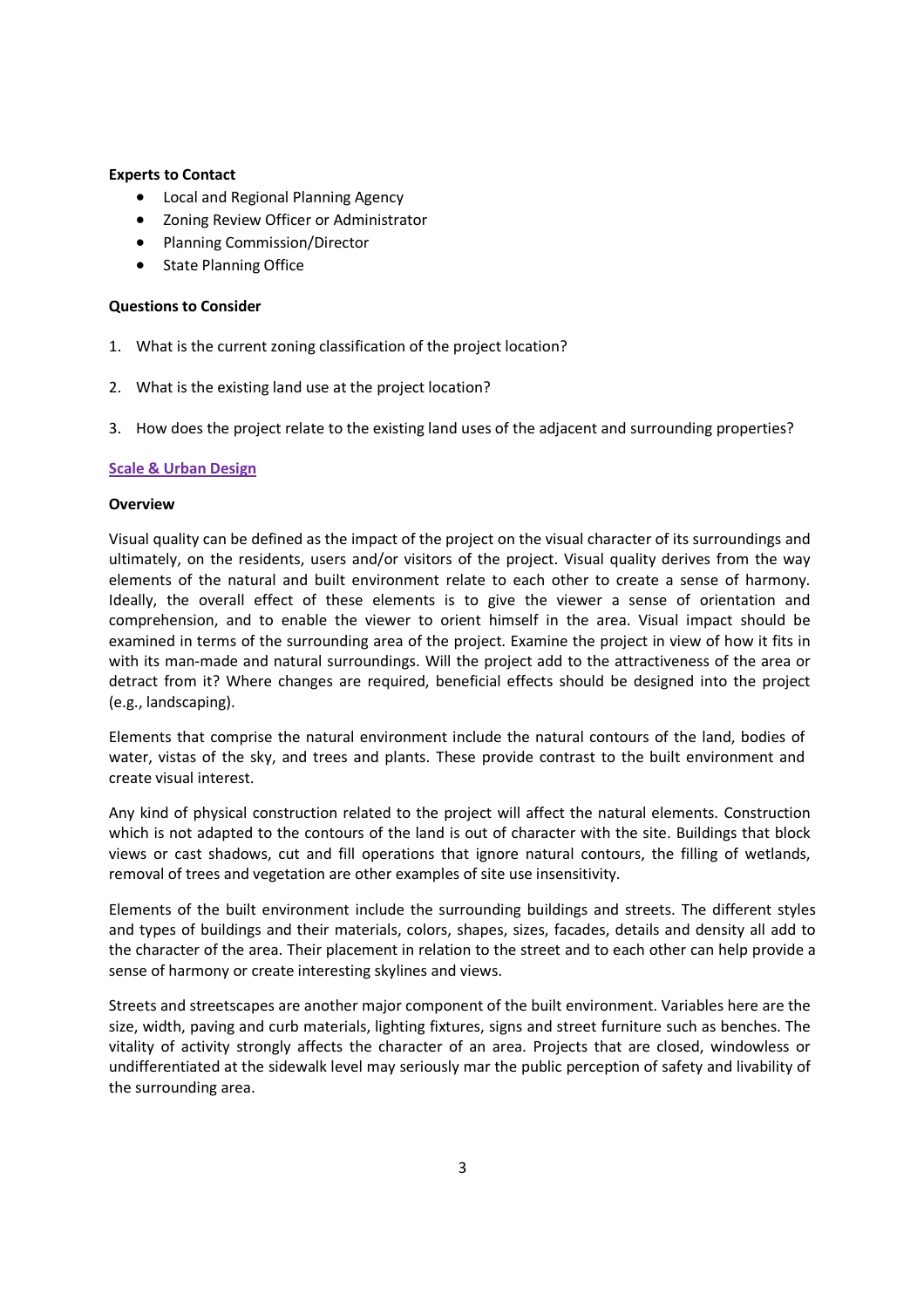**Experts to Contact**

- Local and Regional Planning Agency
- Zoning Review Officer or Administrator
- Planning Commission/Director
- State Planning Office

**Questions to Consider**

1. What is the current zoning classification of the project location?
2. What is the existing land use at the project location?
3. How does the project relate to the existing land uses of the adjacent and surrounding properties?

## Scale & Urban Design

**Overview**

Visual quality can be defined as the impact of the project on the visual character of its surroundings and ultimately, on the residents, users and/or visitors of the project. Visual quality derives from the way elements of the natural and built environment relate to each other to create a sense of harmony. Ideally, the overall effect of these elements is to give the viewer a sense of orientation and comprehension, and to enable the viewer to orient himself in the area. Visual impact should be examined in terms of the surrounding area of the project. Examine the project in view of how it fits in with its man-made and natural surroundings. Will the project add to the attractiveness of the area or detract from it? Where changes are required, beneficial effects should be designed into the project (e.g., landscaping).

Elements that comprise the natural environment include the natural contours of the land, bodies of water, vistas of the sky, and trees and plants. These provide contrast to the built environment and create visual interest.

Any kind of physical construction related to the project will affect the natural elements. Construction which is not adapted to the contours of the land is out of character with the site. Buildings that block views or cast shadows, cut and fill operations that ignore natural contours, the filling of wetlands, removal of trees and vegetation are other examples of site use insensitivity.

Elements of the built environment include the surrounding buildings and streets. The different styles and types of buildings and their materials, colors, shapes, sizes, facades, details and density all add to the character of the area. Their placement in relation to the street and to each other can help provide a sense of harmony or create interesting skylines and views.

Streets and streetscapes are another major component of the built environment. Variables here are the size, width, paving and curb materials, lighting fixtures, signs and street furniture such as benches. The vitality of activity strongly affects the character of an area. Projects that are closed, windowless or undifferentiated at the sidewalk level may seriously mar the public perception of safety and livability of the surrounding area.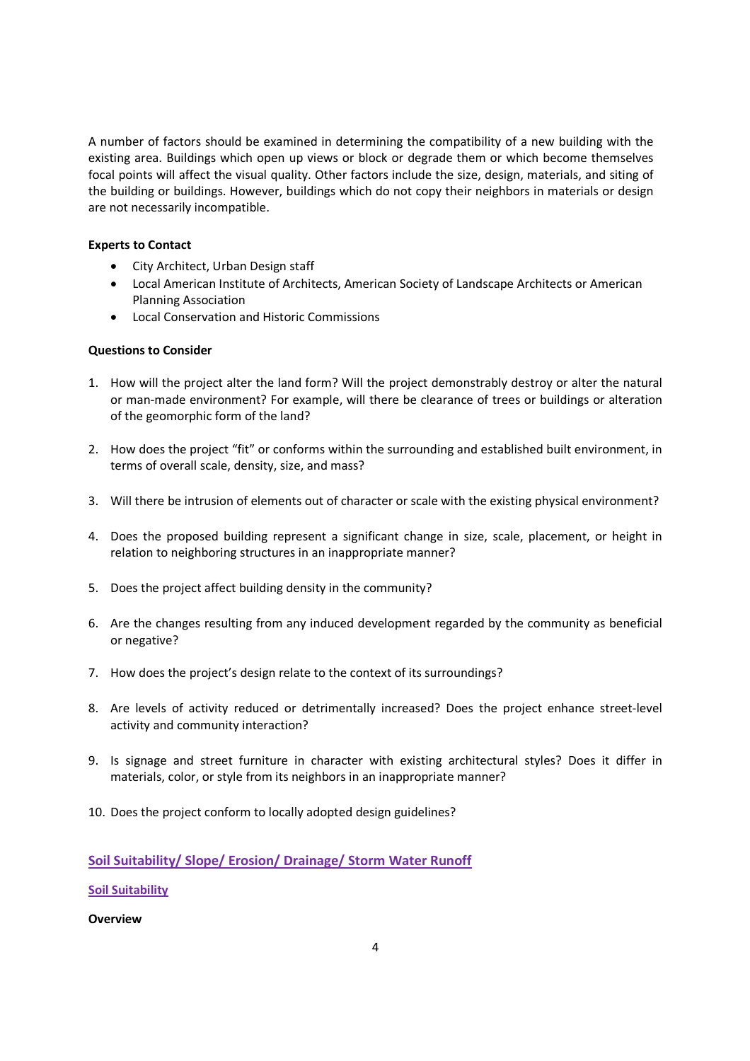A number of factors should be examined in determining the compatibility of a new building with the existing area. Buildings which open up views or block or degrade them or which become themselves focal points will affect the visual quality. Other factors include the size, design, materials, and siting of the building or buildings. However, buildings which do not copy their neighbors in materials or design are not necessarily incompatible.

**Experts to Contact**

- City Architect, Urban Design staff
- Local American Institute of Architects, American Society of Landscape Architects or American Planning Association
- Local Conservation and Historic Commissions

**Questions to Consider**

1. How will the project alter the land form? Will the project demonstrably destroy or alter the natural or man-made environment? For example, will there be clearance of trees or buildings or alteration of the geomorphic form of the land?

2. How does the project "fit" or conforms within the surrounding and established built environment, in terms of overall scale, density, size, and mass?

3. Will there be intrusion of elements out of character or scale with the existing physical environment?

4. Does the proposed building represent a significant change in size, scale, placement, or height in relation to neighboring structures in an inappropriate manner?

5. Does the project affect building density in the community?

6. Are the changes resulting from any induced development regarded by the community as beneficial or negative?

7. How does the project's design relate to the context of its surroundings?

8. Are levels of activity reduced or detrimentally increased? Does the project enhance street-level activity and community interaction?

9. Is signage and street furniture in character with existing architectural styles? Does it differ in materials, color, or style from its neighbors in an inappropriate manner?

10. Does the project conform to locally adopted design guidelines?

## Soil Suitability/ Slope/ Erosion/ Drainage/ Storm Water Runoff

### Soil Suitability

**Overview**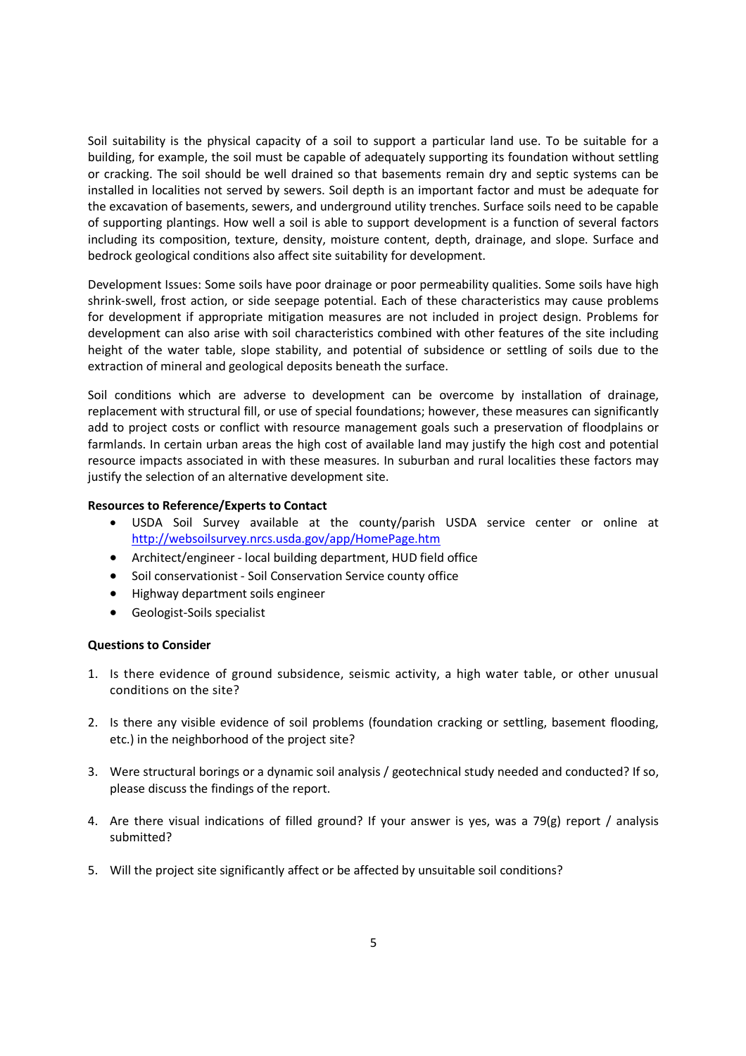Soil suitability is the physical capacity of a soil to support a particular land use. To be suitable for a building, for example, the soil must be capable of adequately supporting its foundation without settling or cracking. The soil should be well drained so that basements remain dry and septic systems can be installed in localities not served by sewers. Soil depth is an important factor and must be adequate for the excavation of basements, sewers, and underground utility trenches. Surface soils need to be capable of supporting plantings. How well a soil is able to support development is a function of several factors including its composition, texture, density, moisture content, depth, drainage, and slope. Surface and bedrock geological conditions also affect site suitability for development.

Development Issues: Some soils have poor drainage or poor permeability qualities. Some soils have high shrink-swell, frost action, or side seepage potential. Each of these characteristics may cause problems for development if appropriate mitigation measures are not included in project design. Problems for development can also arise with soil characteristics combined with other features of the site including height of the water table, slope stability, and potential of subsidence or settling of soils due to the extraction of mineral and geological deposits beneath the surface.

Soil conditions which are adverse to development can be overcome by installation of drainage, replacement with structural fill, or use of special foundations; however, these measures can significantly add to project costs or conflict with resource management goals such a preservation of floodplains or farmlands. In certain urban areas the high cost of available land may justify the high cost and potential resource impacts associated in with these measures. In suburban and rural localities these factors may justify the selection of an alternative development site.

**Resources to Reference/Experts to Contact**

- USDA Soil Survey available at the county/parish USDA service center or online at http://websoilsurvey.nrcs.usda.gov/app/HomePage.htm
- Architect/engineer - local building department, HUD field office
- Soil conservationist - Soil Conservation Service county office
- Highway department soils engineer
- Geologist-Soils specialist

**Questions to Consider**

1. Is there evidence of ground subsidence, seismic activity, a high water table, or other unusual conditions on the site?

2. Is there any visible evidence of soil problems (foundation cracking or settling, basement flooding, etc.) in the neighborhood of the project site?

3. Were structural borings or a dynamic soil analysis / geotechnical study needed and conducted? If so, please discuss the findings of the report.

4. Are there visual indications of filled ground? If your answer is yes, was a 79(g) report / analysis submitted?

5. Will the project site significantly affect or be affected by unsuitable soil conditions?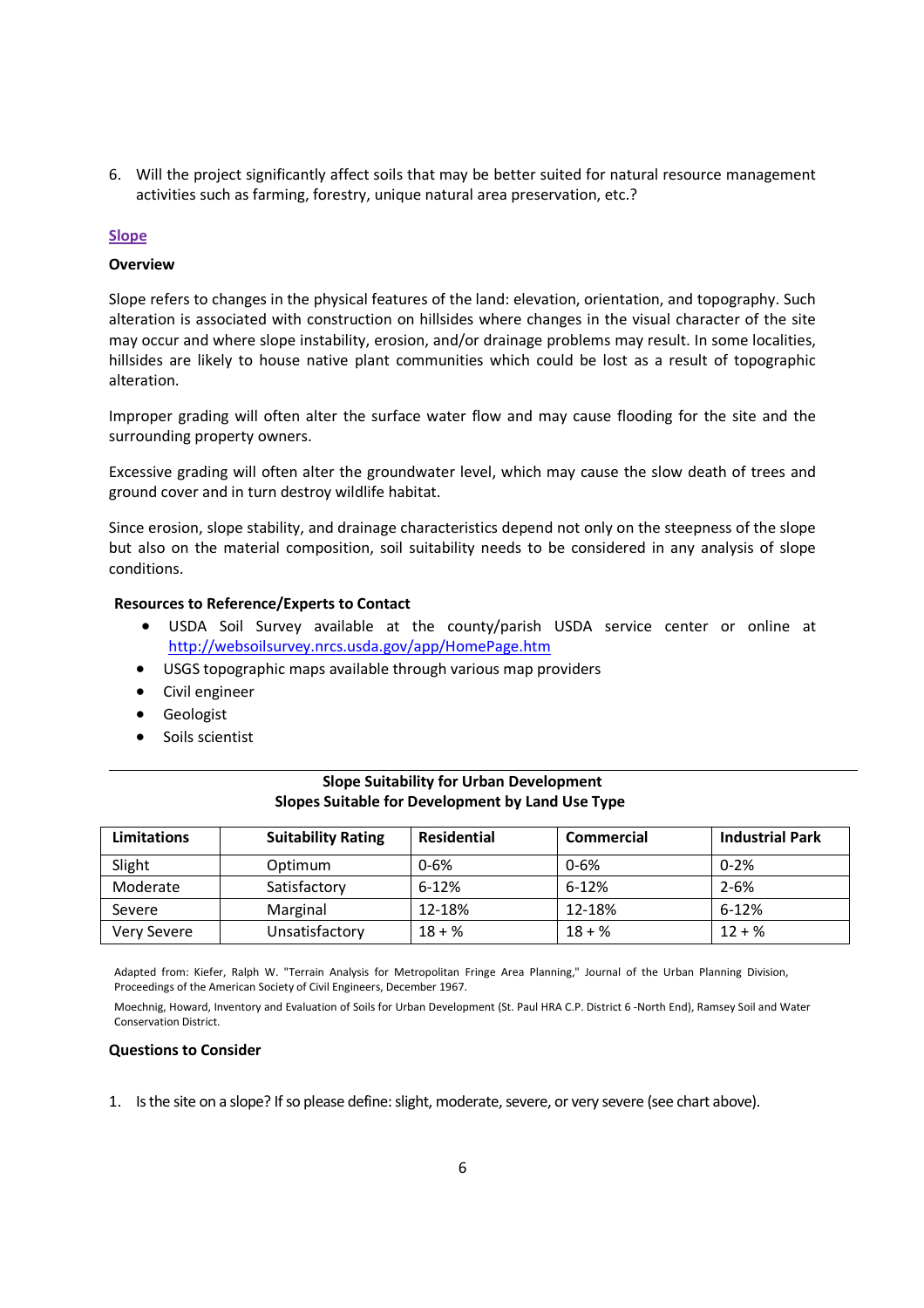6. Will the project significantly affect soils that may be better suited for natural resource management activities such as farming, forestry, unique natural area preservation, etc.?

## Slope

### Overview

Slope refers to changes in the physical features of the land: elevation, orientation, and topography. Such alteration is associated with construction on hillsides where changes in the visual character of the site may occur and where slope instability, erosion, and/or drainage problems may result. In some localities, hillsides are likely to house native plant communities which could be lost as a result of topographic alteration.

Improper grading will often alter the surface water flow and may cause flooding for the site and the surrounding property owners.

Excessive grading will often alter the groundwater level, which may cause the slow death of trees and ground cover and in turn destroy wildlife habitat.

Since erosion, slope stability, and drainage characteristics depend not only on the steepness of the slope but also on the material composition, soil suitability needs to be considered in any analysis of slope conditions.

**Resources to Reference/Experts to Contact**

- USDA Soil Survey available at the county/parish USDA service center or online at http://websoilsurvey.nrcs.usda.gov/app/HomePage.htm
- USGS topographic maps available through various map providers
- Civil engineer
- Geologist
- Soils scientist

**Slope Suitability for Urban Development**
**Slopes Suitable for Development by Land Use Type**

| Limitations | Suitability Rating | Residential | Commercial | Industrial Park |
|---|---|---|---|---|
| Slight | Optimum | 0-6% | 0-6% | 0-2% |
| Moderate | Satisfactory | 6-12% | 6-12% | 2-6% |
| Severe | Marginal | 12-18% | 12-18% | 6-12% |
| Very Severe | Unsatisfactory | 18 + % | 18 + % | 12 + % |

Adapted from: Kiefer, Ralph W. "Terrain Analysis for Metropolitan Fringe Area Planning," Journal of the Urban Planning Division, Proceedings of the American Society of Civil Engineers, December 1967.

Moechnig, Howard, Inventory and Evaluation of Soils for Urban Development (St. Paul HRA C.P. District 6 -North End), Ramsey Soil and Water Conservation District.

### Questions to Consider

1. Is the site on a slope? If so please define: slight, moderate, severe, or very severe (see chart above).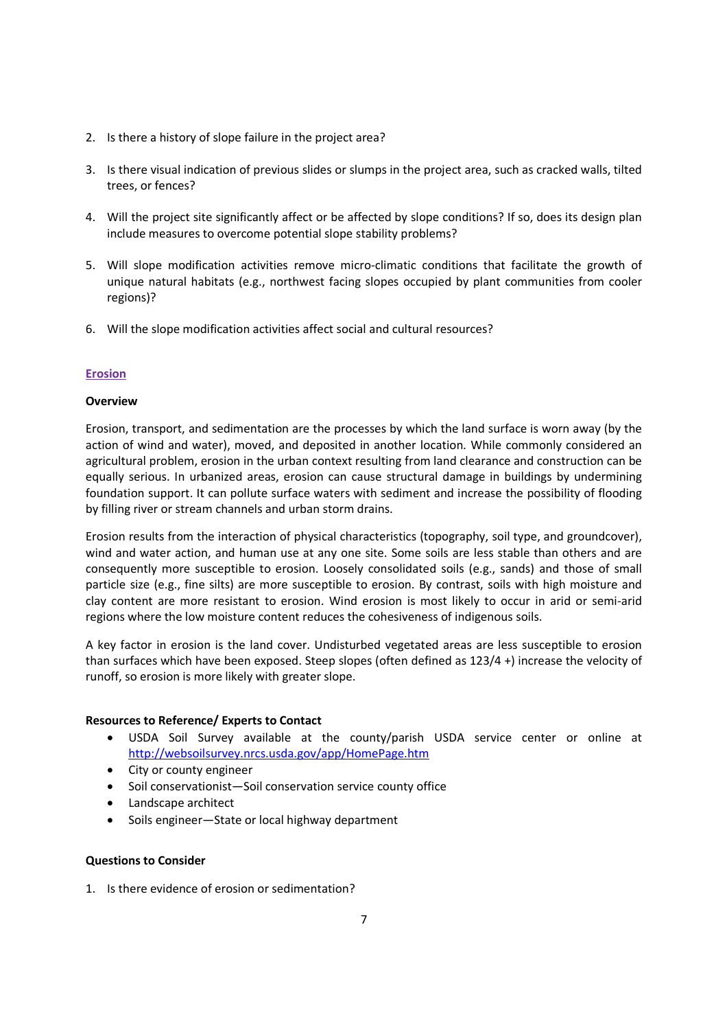2. Is there a history of slope failure in the project area?

3. Is there visual indication of previous slides or slumps in the project area, such as cracked walls, tilted trees, or fences?

4. Will the project site significantly affect or be affected by slope conditions? If so, does its design plan include measures to overcome potential slope stability problems?

5. Will slope modification activities remove micro-climatic conditions that facilitate the growth of unique natural habitats (e.g., northwest facing slopes occupied by plant communities from cooler regions)?

6. Will the slope modification activities affect social and cultural resources?

## Erosion

### Overview

Erosion, transport, and sedimentation are the processes by which the land surface is worn away (by the action of wind and water), moved, and deposited in another location. While commonly considered an agricultural problem, erosion in the urban context resulting from land clearance and construction can be equally serious. In urbanized areas, erosion can cause structural damage in buildings by undermining foundation support. It can pollute surface waters with sediment and increase the possibility of flooding by filling river or stream channels and urban storm drains.

Erosion results from the interaction of physical characteristics (topography, soil type, and groundcover), wind and water action, and human use at any one site. Some soils are less stable than others and are consequently more susceptible to erosion. Loosely consolidated soils (e.g., sands) and those of small particle size (e.g., fine silts) are more susceptible to erosion. By contrast, soils with high moisture and clay content are more resistant to erosion. Wind erosion is most likely to occur in arid or semi-arid regions where the low moisture content reduces the cohesiveness of indigenous soils.

A key factor in erosion is the land cover. Undisturbed vegetated areas are less susceptible to erosion than surfaces which have been exposed. Steep slopes (often defined as 123/4 +) increase the velocity of runoff, so erosion is more likely with greater slope.

### Resources to Reference/ Experts to Contact

- USDA Soil Survey available at the county/parish USDA service center or online at http://websoilsurvey.nrcs.usda.gov/app/HomePage.htm
- City or county engineer
- Soil conservationist—Soil conservation service county office
- Landscape architect
- Soils engineer—State or local highway department

### Questions to Consider

1. Is there evidence of erosion or sedimentation?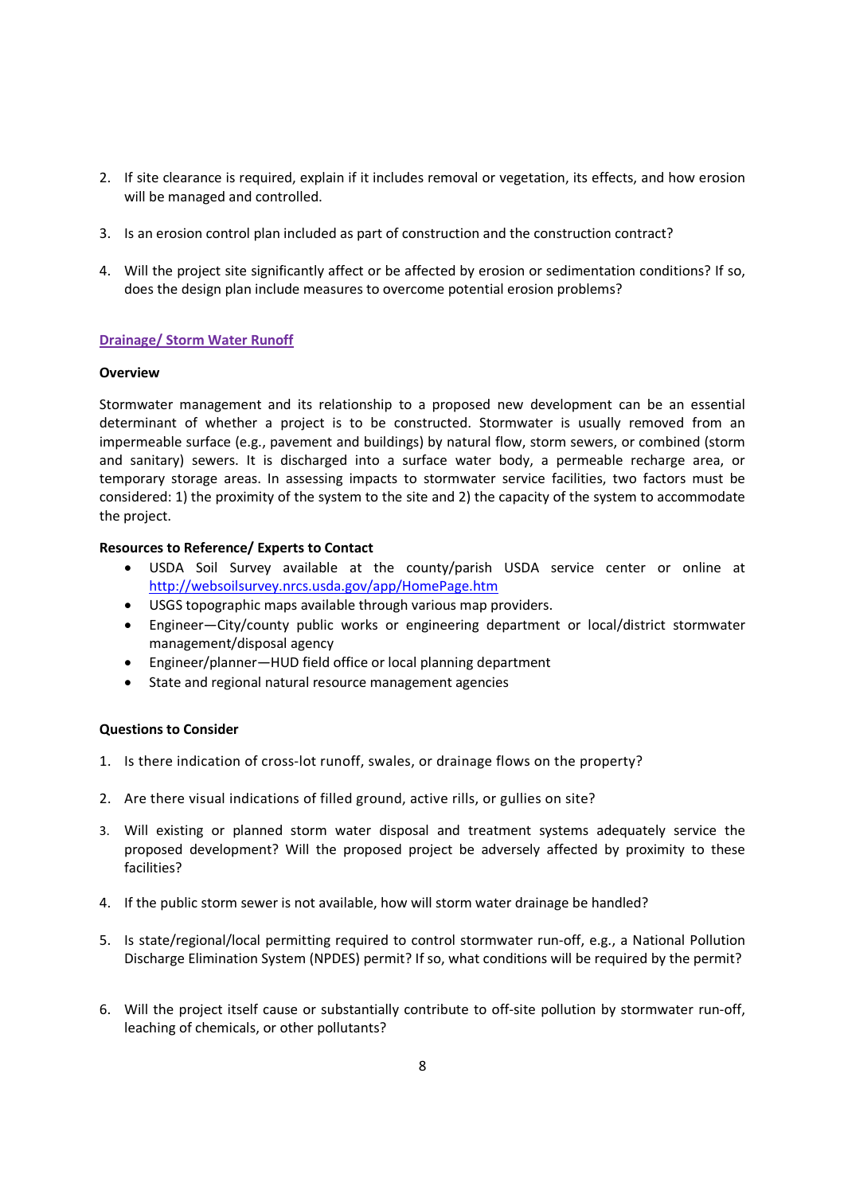2. If site clearance is required, explain if it includes removal or vegetation, its effects, and how erosion will be managed and controlled.

3. Is an erosion control plan included as part of construction and the construction contract?

4. Will the project site significantly affect or be affected by erosion or sedimentation conditions? If so, does the design plan include measures to overcome potential erosion problems?

## Drainage/ Storm Water Runoff

**Overview**

Stormwater management and its relationship to a proposed new development can be an essential determinant of whether a project is to be constructed. Stormwater is usually removed from an impermeable surface (e.g., pavement and buildings) by natural flow, storm sewers, or combined (storm and sanitary) sewers. It is discharged into a surface water body, a permeable recharge area, or temporary storage areas. In assessing impacts to stormwater service facilities, two factors must be considered: 1) the proximity of the system to the site and 2) the capacity of the system to accommodate the project.

**Resources to Reference/ Experts to Contact**

- USDA Soil Survey available at the county/parish USDA service center or online at http://websoilsurvey.nrcs.usda.gov/app/HomePage.htm
- USGS topographic maps available through various map providers.
- Engineer—City/county public works or engineering department or local/district stormwater management/disposal agency
- Engineer/planner—HUD field office or local planning department
- State and regional natural resource management agencies

**Questions to Consider**

1. Is there indication of cross-lot runoff, swales, or drainage flows on the property?

2. Are there visual indications of filled ground, active rills, or gullies on site?

3. Will existing or planned storm water disposal and treatment systems adequately service the proposed development? Will the proposed project be adversely affected by proximity to these facilities?

4. If the public storm sewer is not available, how will storm water drainage be handled?

5. Is state/regional/local permitting required to control stormwater run-off, e.g., a National Pollution Discharge Elimination System (NPDES) permit? If so, what conditions will be required by the permit?

6. Will the project itself cause or substantially contribute to off-site pollution by stormwater run-off, leaching of chemicals, or other pollutants?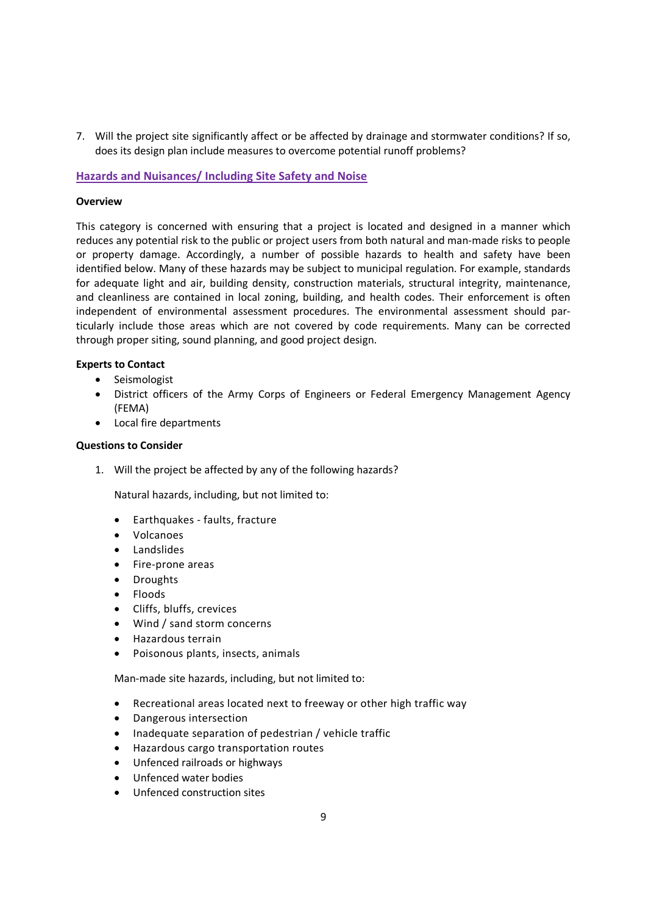7. Will the project site significantly affect or be affected by drainage and stormwater conditions? If so, does its design plan include measures to overcome potential runoff problems?

## Hazards and Nuisances/ Including Site Safety and Noise

**Overview**

This category is concerned with ensuring that a project is located and designed in a manner which reduces any potential risk to the public or project users from both natural and man-made risks to people or property damage. Accordingly, a number of possible hazards to health and safety have been identified below. Many of these hazards may be subject to municipal regulation. For example, standards for adequate light and air, building density, construction materials, structural integrity, maintenance, and cleanliness are contained in local zoning, building, and health codes. Their enforcement is often independent of environmental assessment procedures. The environmental assessment should particularly include those areas which are not covered by code requirements. Many can be corrected through proper siting, sound planning, and good project design.

**Experts to Contact**

- Seismologist
- District officers of the Army Corps of Engineers or Federal Emergency Management Agency (FEMA)
- Local fire departments

**Questions to Consider**

1. Will the project be affected by any of the following hazards?

   Natural hazards, including, but not limited to:

   - Earthquakes - faults, fracture
   - Volcanoes
   - Landslides
   - Fire-prone areas
   - Droughts
   - Floods
   - Cliffs, bluffs, crevices
   - Wind / sand storm concerns
   - Hazardous terrain
   - Poisonous plants, insects, animals

   Man-made site hazards, including, but not limited to:

   - Recreational areas located next to freeway or other high traffic way
   - Dangerous intersection
   - Inadequate separation of pedestrian / vehicle traffic
   - Hazardous cargo transportation routes
   - Unfenced railroads or highways
   - Unfenced water bodies
   - Unfenced construction sites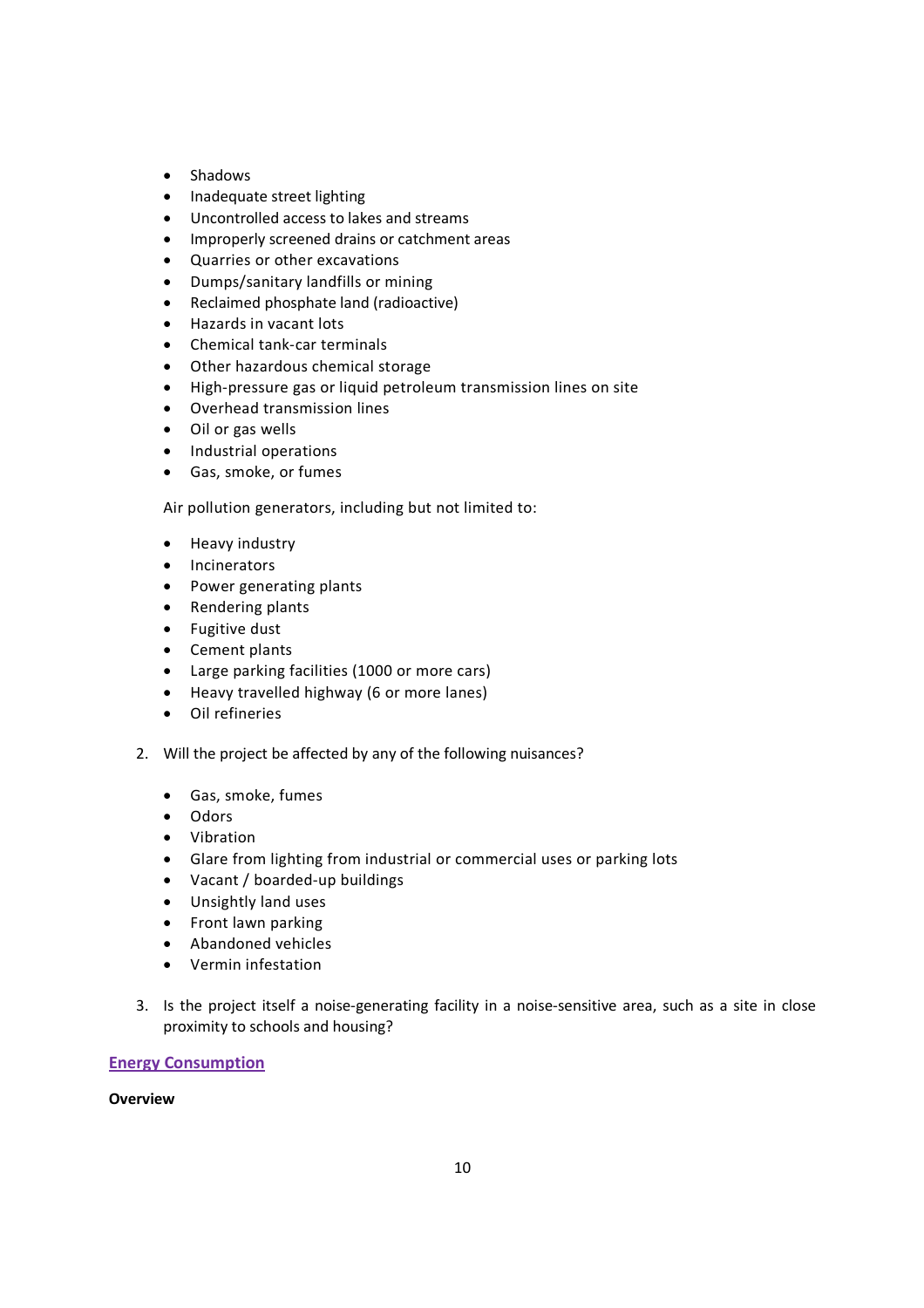- Shadows
- Inadequate street lighting
- Uncontrolled access to lakes and streams
- Improperly screened drains or catchment areas
- Quarries or other excavations
- Dumps/sanitary landfills or mining
- Reclaimed phosphate land (radioactive)
- Hazards in vacant lots
- Chemical tank-car terminals
- Other hazardous chemical storage
- High-pressure gas or liquid petroleum transmission lines on site
- Overhead transmission lines
- Oil or gas wells
- Industrial operations
- Gas, smoke, or fumes

Air pollution generators, including but not limited to:

- Heavy industry
- Incinerators
- Power generating plants
- Rendering plants
- Fugitive dust
- Cement plants
- Large parking facilities (1000 or more cars)
- Heavy travelled highway (6 or more lanes)
- Oil refineries

2. Will the project be affected by any of the following nuisances?

   - Gas, smoke, fumes
   - Odors
   - Vibration
   - Glare from lighting from industrial or commercial uses or parking lots
   - Vacant / boarded-up buildings
   - Unsightly land uses
   - Front lawn parking
   - Abandoned vehicles
   - Vermin infestation

3. Is the project itself a noise-generating facility in a noise-sensitive area, such as a site in close proximity to schools and housing?

## Energy Consumption

**Overview**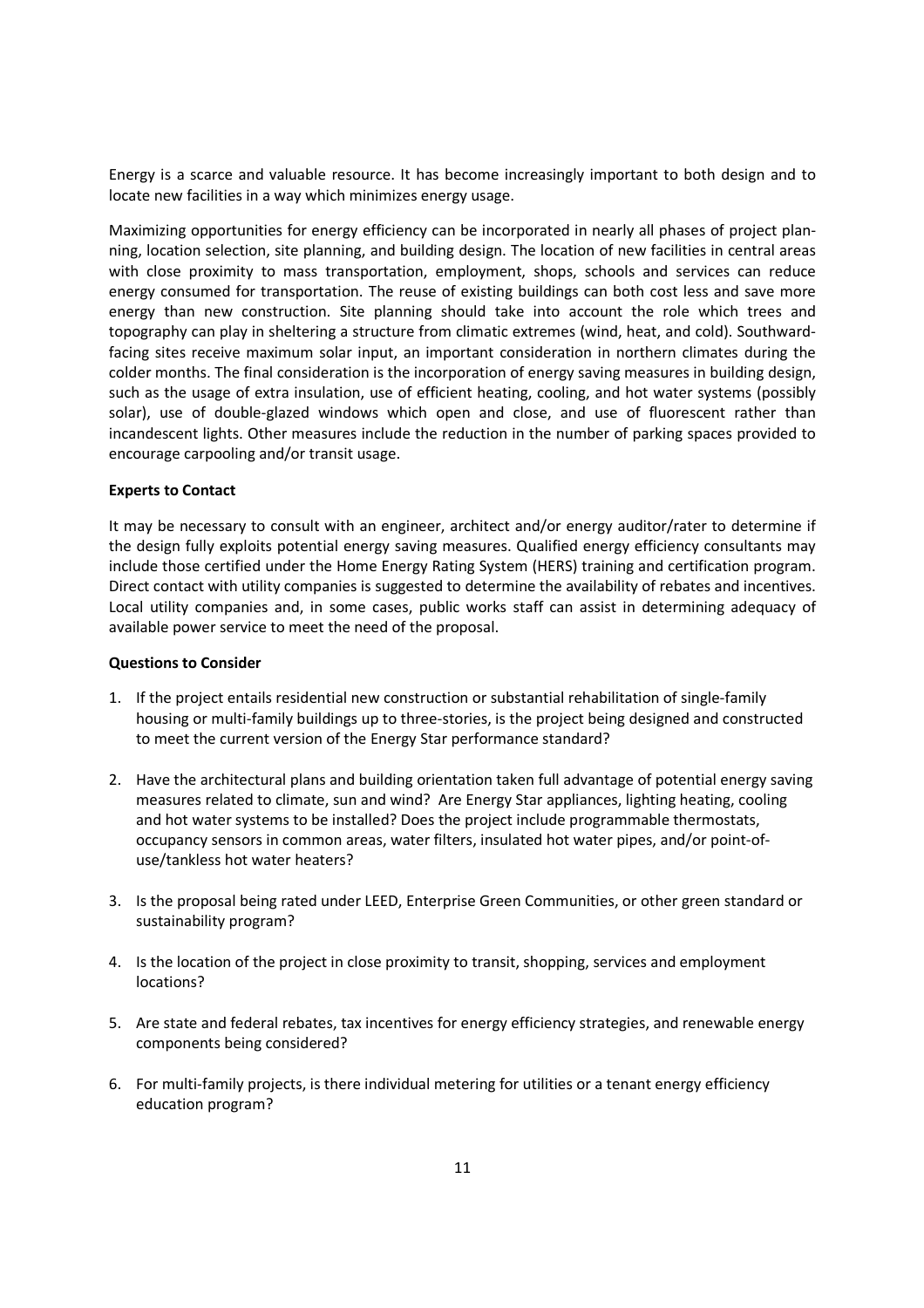Energy is a scarce and valuable resource. It has become increasingly important to both design and to locate new facilities in a way which minimizes energy usage.

Maximizing opportunities for energy efficiency can be incorporated in nearly all phases of project planning, location selection, site planning, and building design. The location of new facilities in central areas with close proximity to mass transportation, employment, shops, schools and services can reduce energy consumed for transportation. The reuse of existing buildings can both cost less and save more energy than new construction. Site planning should take into account the role which trees and topography can play in sheltering a structure from climatic extremes (wind, heat, and cold). Southward-facing sites receive maximum solar input, an important consideration in northern climates during the colder months. The final consideration is the incorporation of energy saving measures in building design, such as the usage of extra insulation, use of efficient heating, cooling, and hot water systems (possibly solar), use of double-glazed windows which open and close, and use of fluorescent rather than incandescent lights. Other measures include the reduction in the number of parking spaces provided to encourage carpooling and/or transit usage.

**Experts to Contact**

It may be necessary to consult with an engineer, architect and/or energy auditor/rater to determine if the design fully exploits potential energy saving measures. Qualified energy efficiency consultants may include those certified under the Home Energy Rating System (HERS) training and certification program. Direct contact with utility companies is suggested to determine the availability of rebates and incentives. Local utility companies and, in some cases, public works staff can assist in determining adequacy of available power service to meet the need of the proposal.

**Questions to Consider**

1. If the project entails residential new construction or substantial rehabilitation of single-family housing or multi-family buildings up to three-stories, is the project being designed and constructed to meet the current version of the Energy Star performance standard?

2. Have the architectural plans and building orientation taken full advantage of potential energy saving measures related to climate, sun and wind? Are Energy Star appliances, lighting heating, cooling and hot water systems to be installed? Does the project include programmable thermostats, occupancy sensors in common areas, water filters, insulated hot water pipes, and/or point-of-use/tankless hot water heaters?

3. Is the proposal being rated under LEED, Enterprise Green Communities, or other green standard or sustainability program?

4. Is the location of the project in close proximity to transit, shopping, services and employment locations?

5. Are state and federal rebates, tax incentives for energy efficiency strategies, and renewable energy components being considered?

6. For multi-family projects, is there individual metering for utilities or a tenant energy efficiency education program?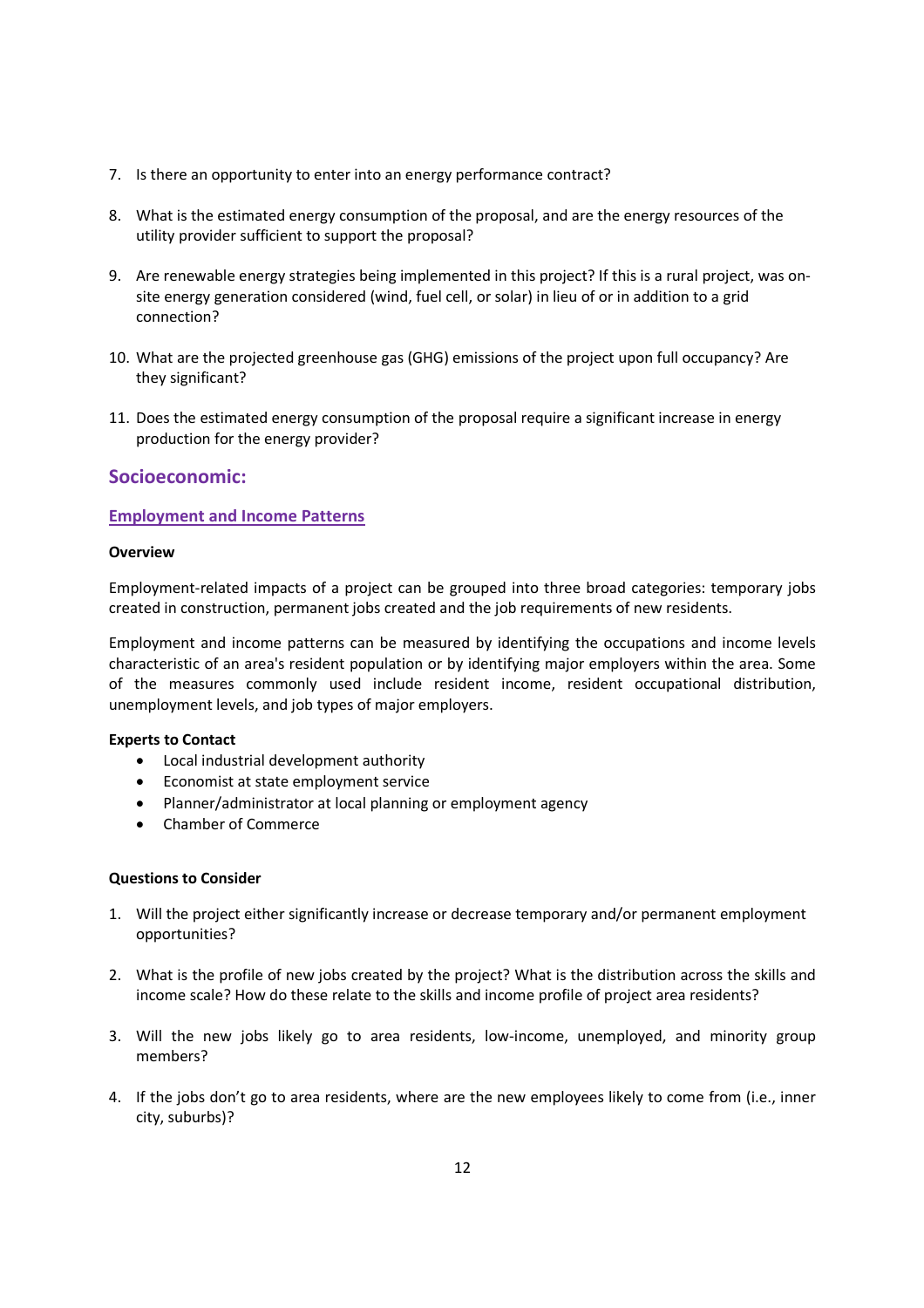7. Is there an opportunity to enter into an energy performance contract?

8. What is the estimated energy consumption of the proposal, and are the energy resources of the utility provider sufficient to support the proposal?

9. Are renewable energy strategies being implemented in this project? If this is a rural project, was on-site energy generation considered (wind, fuel cell, or solar) in lieu of or in addition to a grid connection?

10. What are the projected greenhouse gas (GHG) emissions of the project upon full occupancy? Are they significant?

11. Does the estimated energy consumption of the proposal require a significant increase in energy production for the energy provider?

## Socioeconomic:

### Employment and Income Patterns

**Overview**

Employment-related impacts of a project can be grouped into three broad categories: temporary jobs created in construction, permanent jobs created and the job requirements of new residents.

Employment and income patterns can be measured by identifying the occupations and income levels characteristic of an area's resident population or by identifying major employers within the area. Some of the measures commonly used include resident income, resident occupational distribution, unemployment levels, and job types of major employers.

**Experts to Contact**

- Local industrial development authority
- Economist at state employment service
- Planner/administrator at local planning or employment agency
- Chamber of Commerce

**Questions to Consider**

1. Will the project either significantly increase or decrease temporary and/or permanent employment opportunities?

2. What is the profile of new jobs created by the project? What is the distribution across the skills and income scale? How do these relate to the skills and income profile of project area residents?

3. Will the new jobs likely go to area residents, low-income, unemployed, and minority group members?

4. If the jobs don't go to area residents, where are the new employees likely to come from (i.e., inner city, suburbs)?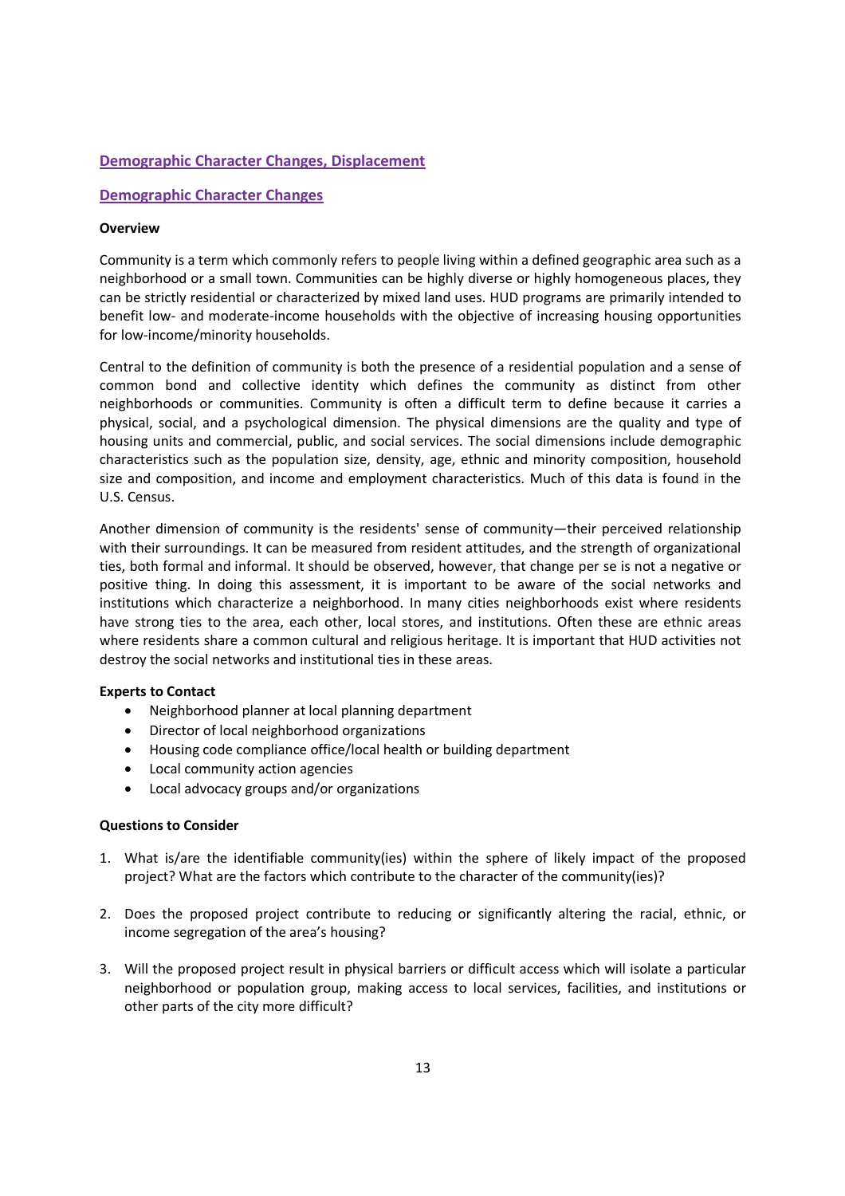## Demographic Character Changes, Displacement

### Demographic Character Changes

**Overview**

Community is a term which commonly refers to people living within a defined geographic area such as a neighborhood or a small town. Communities can be highly diverse or highly homogeneous places, they can be strictly residential or characterized by mixed land uses. HUD programs are primarily intended to benefit low- and moderate-income households with the objective of increasing housing opportunities for low-income/minority households.

Central to the definition of community is both the presence of a residential population and a sense of common bond and collective identity which defines the community as distinct from other neighborhoods or communities. Community is often a difficult term to define because it carries a physical, social, and a psychological dimension. The physical dimensions are the quality and type of housing units and commercial, public, and social services. The social dimensions include demographic characteristics such as the population size, density, age, ethnic and minority composition, household size and composition, and income and employment characteristics. Much of this data is found in the U.S. Census.

Another dimension of community is the residents' sense of community—their perceived relationship with their surroundings. It can be measured from resident attitudes, and the strength of organizational ties, both formal and informal. It should be observed, however, that change per se is not a negative or positive thing. In doing this assessment, it is important to be aware of the social networks and institutions which characterize a neighborhood. In many cities neighborhoods exist where residents have strong ties to the area, each other, local stores, and institutions. Often these are ethnic areas where residents share a common cultural and religious heritage. It is important that HUD activities not destroy the social networks and institutional ties in these areas.

**Experts to Contact**

- Neighborhood planner at local planning department
- Director of local neighborhood organizations
- Housing code compliance office/local health or building department
- Local community action agencies
- Local advocacy groups and/or organizations

**Questions to Consider**

1. What is/are the identifiable community(ies) within the sphere of likely impact of the proposed project? What are the factors which contribute to the character of the community(ies)?
2. Does the proposed project contribute to reducing or significantly altering the racial, ethnic, or income segregation of the area's housing?
3. Will the proposed project result in physical barriers or difficult access which will isolate a particular neighborhood or population group, making access to local services, facilities, and institutions or other parts of the city more difficult?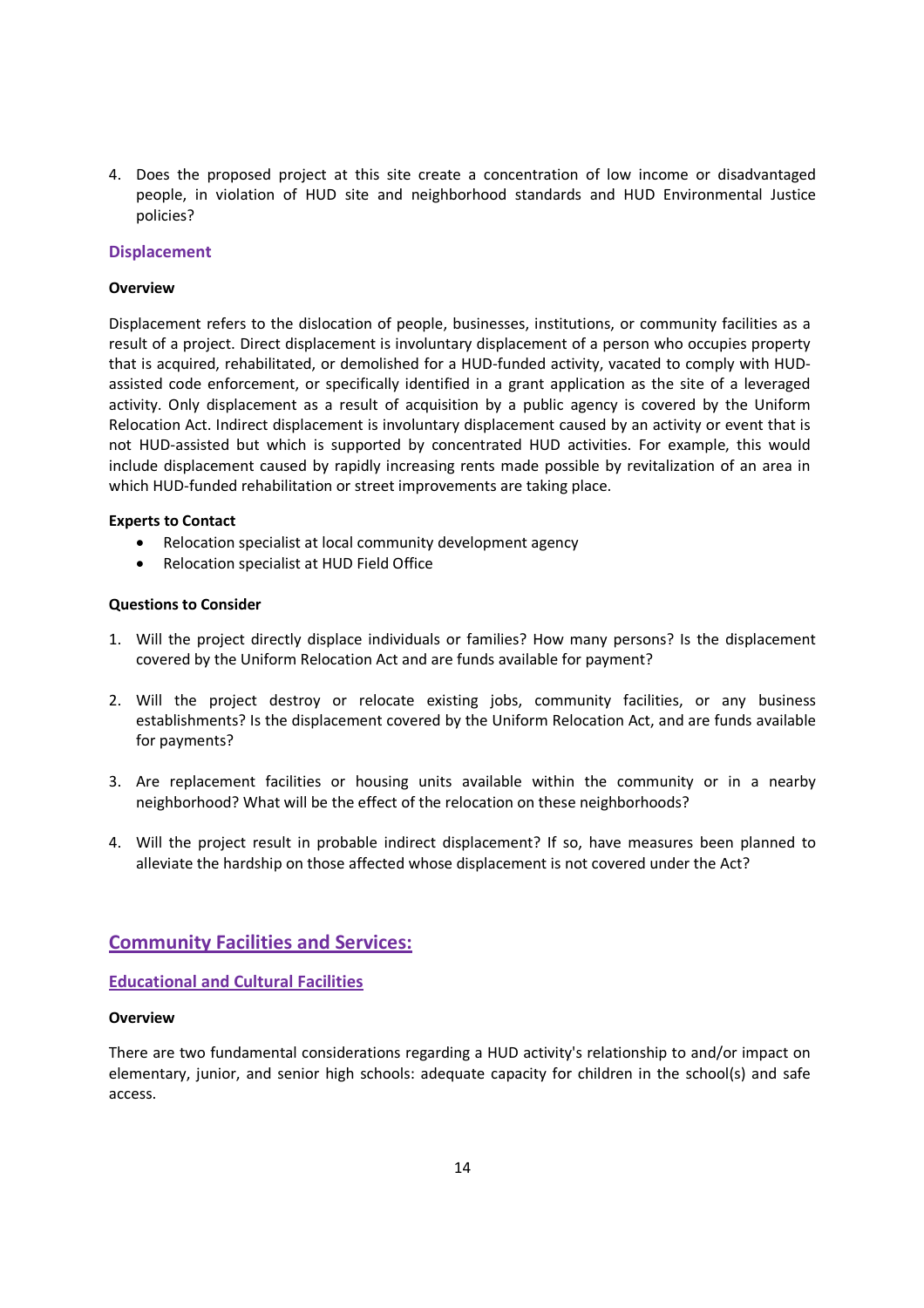4. Does the proposed project at this site create a concentration of low income or disadvantaged people, in violation of HUD site and neighborhood standards and HUD Environmental Justice policies?

### Displacement

**Overview**

Displacement refers to the dislocation of people, businesses, institutions, or community facilities as a result of a project. Direct displacement is involuntary displacement of a person who occupies property that is acquired, rehabilitated, or demolished for a HUD-funded activity, vacated to comply with HUD-assisted code enforcement, or specifically identified in a grant application as the site of a leveraged activity. Only displacement as a result of acquisition by a public agency is covered by the Uniform Relocation Act. Indirect displacement is involuntary displacement caused by an activity or event that is not HUD-assisted but which is supported by concentrated HUD activities. For example, this would include displacement caused by rapidly increasing rents made possible by revitalization of an area in which HUD-funded rehabilitation or street improvements are taking place.

**Experts to Contact**

- Relocation specialist at local community development agency
- Relocation specialist at HUD Field Office

**Questions to Consider**

1. Will the project directly displace individuals or families? How many persons? Is the displacement covered by the Uniform Relocation Act and are funds available for payment?

2. Will the project destroy or relocate existing jobs, community facilities, or any business establishments? Is the displacement covered by the Uniform Relocation Act, and are funds available for payments?

3. Are replacement facilities or housing units available within the community or in a nearby neighborhood? What will be the effect of the relocation on these neighborhoods?

4. Will the project result in probable indirect displacement? If so, have measures been planned to alleviate the hardship on those affected whose displacement is not covered under the Act?

## Community Facilities and Services:

### Educational and Cultural Facilities

**Overview**

There are two fundamental considerations regarding a HUD activity's relationship to and/or impact on elementary, junior, and senior high schools: adequate capacity for children in the school(s) and safe access.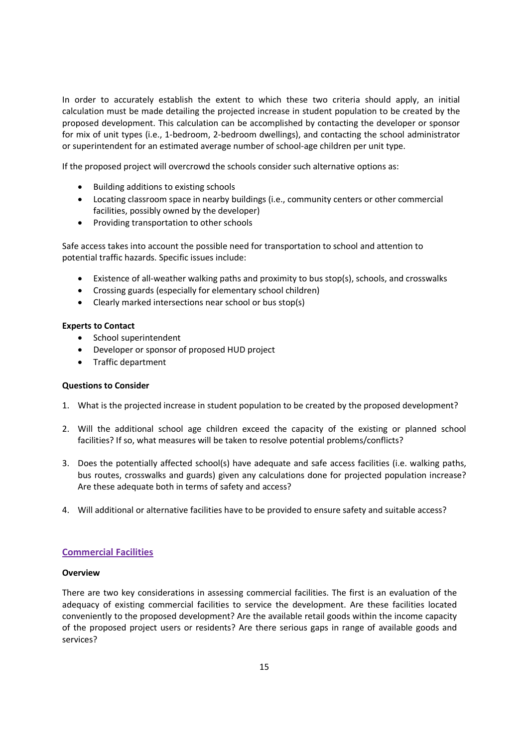In order to accurately establish the extent to which these two criteria should apply, an initial calculation must be made detailing the projected increase in student population to be created by the proposed development. This calculation can be accomplished by contacting the developer or sponsor for mix of unit types (i.e., 1-bedroom, 2-bedroom dwellings), and contacting the school administrator or superintendent for an estimated average number of school-age children per unit type.

If the proposed project will overcrowd the schools consider such alternative options as:

- Building additions to existing schools
- Locating classroom space in nearby buildings (i.e., community centers or other commercial facilities, possibly owned by the developer)
- Providing transportation to other schools

Safe access takes into account the possible need for transportation to school and attention to potential traffic hazards. Specific issues include:

- Existence of all-weather walking paths and proximity to bus stop(s), schools, and crosswalks
- Crossing guards (especially for elementary school children)
- Clearly marked intersections near school or bus stop(s)

**Experts to Contact**

- School superintendent
- Developer or sponsor of proposed HUD project
- Traffic department

**Questions to Consider**

1. What is the projected increase in student population to be created by the proposed development?
2. Will the additional school age children exceed the capacity of the existing or planned school facilities? If so, what measures will be taken to resolve potential problems/conflicts?
3. Does the potentially affected school(s) have adequate and safe access facilities (i.e. walking paths, bus routes, crosswalks and guards) given any calculations done for projected population increase? Are these adequate both in terms of safety and access?
4. Will additional or alternative facilities have to be provided to ensure safety and suitable access?

## Commercial Facilities

**Overview**

There are two key considerations in assessing commercial facilities. The first is an evaluation of the adequacy of existing commercial facilities to service the development. Are these facilities located conveniently to the proposed development? Are the available retail goods within the income capacity of the proposed project users or residents? Are there serious gaps in range of available goods and services?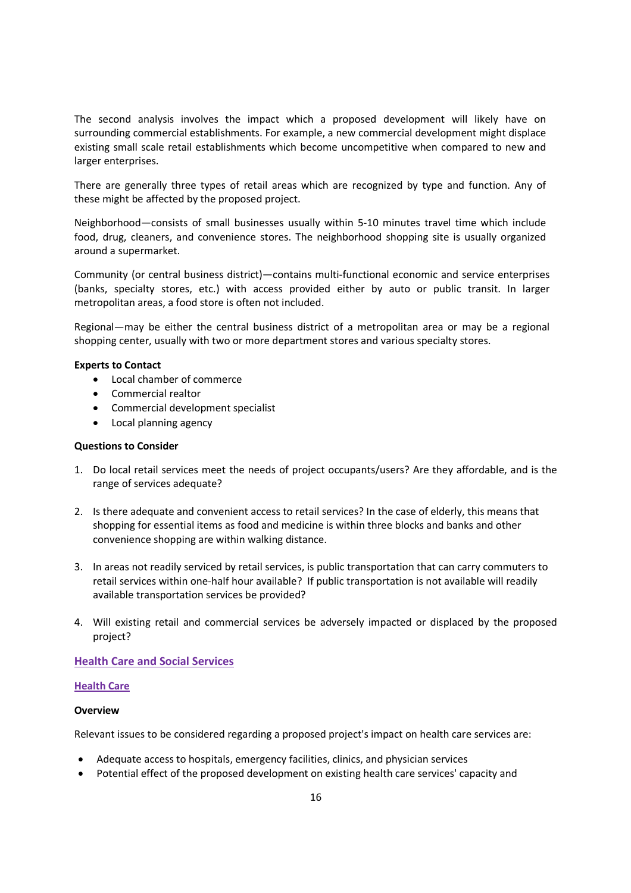The second analysis involves the impact which a proposed development will likely have on surrounding commercial establishments. For example, a new commercial development might displace existing small scale retail establishments which become uncompetitive when compared to new and larger enterprises.

There are generally three types of retail areas which are recognized by type and function. Any of these might be affected by the proposed project.

Neighborhood—consists of small businesses usually within 5-10 minutes travel time which include food, drug, cleaners, and convenience stores. The neighborhood shopping site is usually organized around a supermarket.

Community (or central business district)—contains multi-functional economic and service enterprises (banks, specialty stores, etc.) with access provided either by auto or public transit. In larger metropolitan areas, a food store is often not included.

Regional—may be either the central business district of a metropolitan area or may be a regional shopping center, usually with two or more department stores and various specialty stores.

**Experts to Contact**

- Local chamber of commerce
- Commercial realtor
- Commercial development specialist
- Local planning agency

**Questions to Consider**

1. Do local retail services meet the needs of project occupants/users? Are they affordable, and is the range of services adequate?
2. Is there adequate and convenient access to retail services? In the case of elderly, this means that shopping for essential items as food and medicine is within three blocks and banks and other convenience shopping are within walking distance.
3. In areas not readily serviced by retail services, is public transportation that can carry commuters to retail services within one-half hour available? If public transportation is not available will readily available transportation services be provided?
4. Will existing retail and commercial services be adversely impacted or displaced by the proposed project?

## Health Care and Social Services

### Health Care

**Overview**

Relevant issues to be considered regarding a proposed project's impact on health care services are:

- Adequate access to hospitals, emergency facilities, clinics, and physician services
- Potential effect of the proposed development on existing health care services' capacity and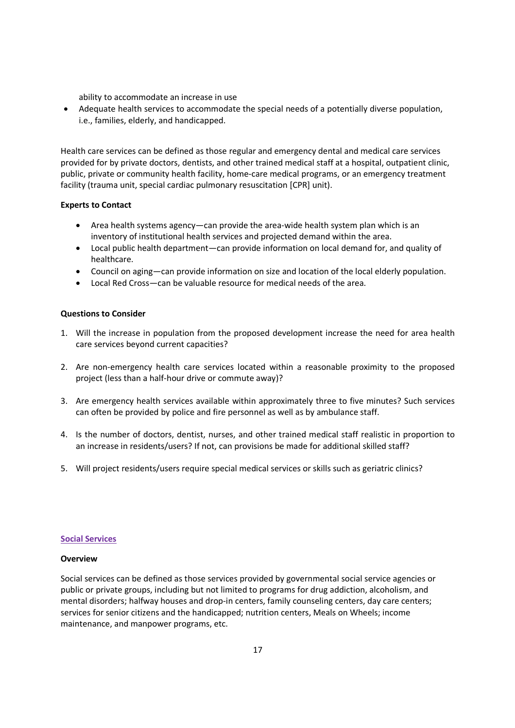ability to accommodate an increase in use

- Adequate health services to accommodate the special needs of a potentially diverse population, i.e., families, elderly, and handicapped.

Health care services can be defined as those regular and emergency dental and medical care services provided for by private doctors, dentists, and other trained medical staff at a hospital, outpatient clinic, public, private or community health facility, home-care medical programs, or an emergency treatment facility (trauma unit, special cardiac pulmonary resuscitation [CPR] unit).

**Experts to Contact**

- Area health systems agency—can provide the area-wide health system plan which is an inventory of institutional health services and projected demand within the area.
- Local public health department—can provide information on local demand for, and quality of healthcare.
- Council on aging—can provide information on size and location of the local elderly population.
- Local Red Cross—can be valuable resource for medical needs of the area.

**Questions to Consider**

1. Will the increase in population from the proposed development increase the need for area health care services beyond current capacities?
2. Are non-emergency health care services located within a reasonable proximity to the proposed project (less than a half-hour drive or commute away)?
3. Are emergency health services available within approximately three to five minutes? Such services can often be provided by police and fire personnel as well as by ambulance staff.
4. Is the number of doctors, dentist, nurses, and other trained medical staff realistic in proportion to an increase in residents/users? If not, can provisions be made for additional skilled staff?
5. Will project residents/users require special medical services or skills such as geriatric clinics?

## Social Services

**Overview**

Social services can be defined as those services provided by governmental social service agencies or public or private groups, including but not limited to programs for drug addiction, alcoholism, and mental disorders; halfway houses and drop-in centers, family counseling centers, day care centers; services for senior citizens and the handicapped; nutrition centers, Meals on Wheels; income maintenance, and manpower programs, etc.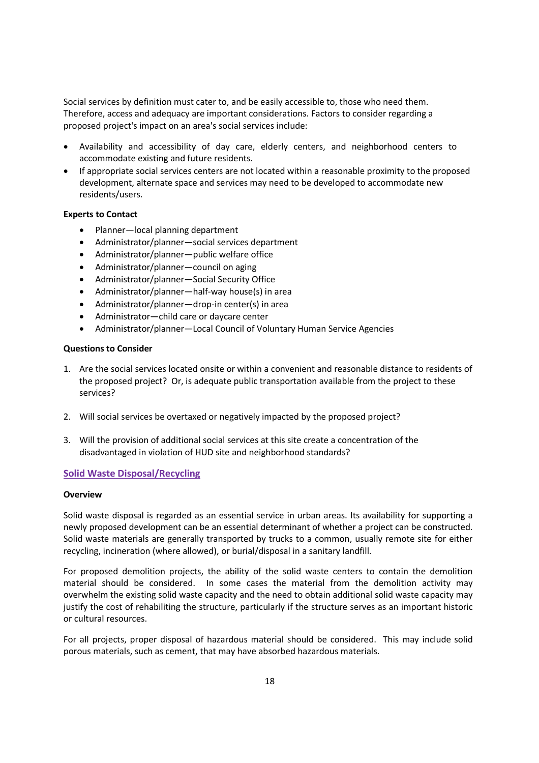Social services by definition must cater to, and be easily accessible to, those who need them. Therefore, access and adequacy are important considerations. Factors to consider regarding a proposed project's impact on an area's social services include:

- Availability and accessibility of day care, elderly centers, and neighborhood centers to accommodate existing and future residents.
- If appropriate social services centers are not located within a reasonable proximity to the proposed development, alternate space and services may need to be developed to accommodate new residents/users.

**Experts to Contact**

- Planner—local planning department
- Administrator/planner—social services department
- Administrator/planner—public welfare office
- Administrator/planner—council on aging
- Administrator/planner—Social Security Office
- Administrator/planner—half-way house(s) in area
- Administrator/planner—drop-in center(s) in area
- Administrator—child care or daycare center
- Administrator/planner—Local Council of Voluntary Human Service Agencies

**Questions to Consider**

1. Are the social services located onsite or within a convenient and reasonable distance to residents of the proposed project? Or, is adequate public transportation available from the project to these services?

2. Will social services be overtaxed or negatively impacted by the proposed project?

3. Will the provision of additional social services at this site create a concentration of the disadvantaged in violation of HUD site and neighborhood standards?

## Solid Waste Disposal/Recycling

**Overview**

Solid waste disposal is regarded as an essential service in urban areas. Its availability for supporting a newly proposed development can be an essential determinant of whether a project can be constructed. Solid waste materials are generally transported by trucks to a common, usually remote site for either recycling, incineration (where allowed), or burial/disposal in a sanitary landfill.

For proposed demolition projects, the ability of the solid waste centers to contain the demolition material should be considered. In some cases the material from the demolition activity may overwhelm the existing solid waste capacity and the need to obtain additional solid waste capacity may justify the cost of rehabiliting the structure, particularly if the structure serves as an important historic or cultural resources.

For all projects, proper disposal of hazardous material should be considered. This may include solid porous materials, such as cement, that may have absorbed hazardous materials.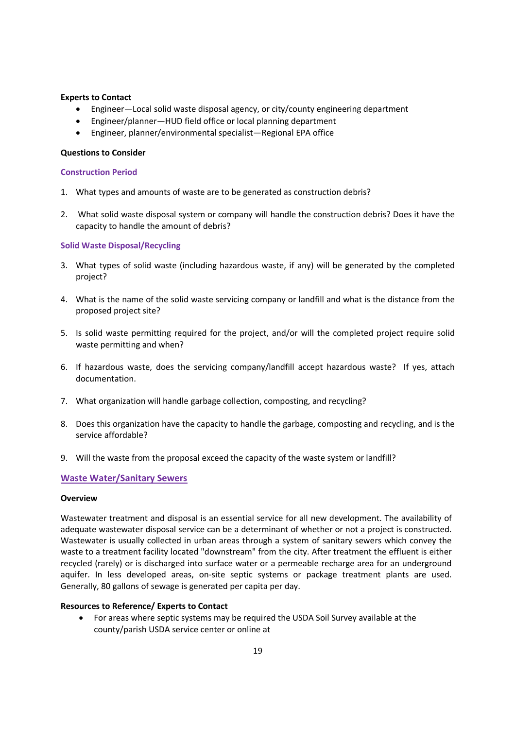**Experts to Contact**

- Engineer—Local solid waste disposal agency, or city/county engineering department
- Engineer/planner—HUD field office or local planning department
- Engineer, planner/environmental specialist—Regional EPA office

**Questions to Consider**

### Construction Period

1. What types and amounts of waste are to be generated as construction debris?

2. What solid waste disposal system or company will handle the construction debris? Does it have the capacity to handle the amount of debris?

### Solid Waste Disposal/Recycling

3. What types of solid waste (including hazardous waste, if any) will be generated by the completed project?

4. What is the name of the solid waste servicing company or landfill and what is the distance from the proposed project site?

5. Is solid waste permitting required for the project, and/or will the completed project require solid waste permitting and when?

6. If hazardous waste, does the servicing company/landfill accept hazardous waste? If yes, attach documentation.

7. What organization will handle garbage collection, composting, and recycling?

8. Does this organization have the capacity to handle the garbage, composting and recycling, and is the service affordable?

9. Will the waste from the proposal exceed the capacity of the waste system or landfill?

## Waste Water/Sanitary Sewers

**Overview**

Wastewater treatment and disposal is an essential service for all new development. The availability of adequate wastewater disposal service can be a determinant of whether or not a project is constructed. Wastewater is usually collected in urban areas through a system of sanitary sewers which convey the waste to a treatment facility located "downstream" from the city. After treatment the effluent is either recycled (rarely) or is discharged into surface water or a permeable recharge area for an underground aquifer. In less developed areas, on-site septic systems or package treatment plants are used. Generally, 80 gallons of sewage is generated per capita per day.

**Resources to Reference/ Experts to Contact**

- For areas where septic systems may be required the USDA Soil Survey available at the county/parish USDA service center or online at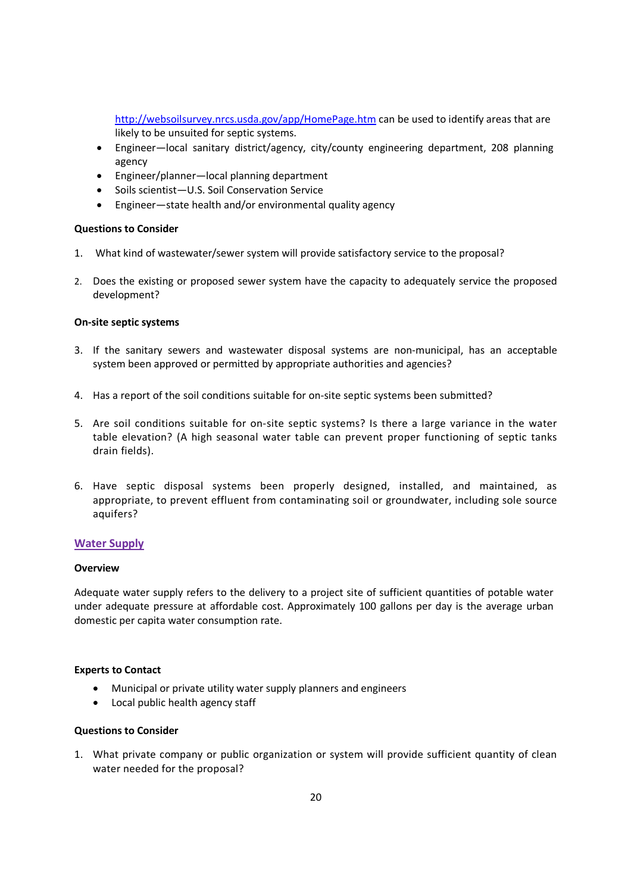http://websoilsurvey.nrcs.usda.gov/app/HomePage.htm can be used to identify areas that are likely to be unsuited for septic systems.

- Engineer—local sanitary district/agency, city/county engineering department, 208 planning agency
- Engineer/planner—local planning department
- Soils scientist—U.S. Soil Conservation Service
- Engineer—state health and/or environmental quality agency

**Questions to Consider**

1. What kind of wastewater/sewer system will provide satisfactory service to the proposal?

2. Does the existing or proposed sewer system have the capacity to adequately service the proposed development?

**On-site septic systems**

3. If the sanitary sewers and wastewater disposal systems are non-municipal, has an acceptable system been approved or permitted by appropriate authorities and agencies?

4. Has a report of the soil conditions suitable for on-site septic systems been submitted?

5. Are soil conditions suitable for on-site septic systems? Is there a large variance in the water table elevation? (A high seasonal water table can prevent proper functioning of septic tanks drain fields).

6. Have septic disposal systems been properly designed, installed, and maintained, as appropriate, to prevent effluent from contaminating soil or groundwater, including sole source aquifers?

## Water Supply

**Overview**

Adequate water supply refers to the delivery to a project site of sufficient quantities of potable water under adequate pressure at affordable cost. Approximately 100 gallons per day is the average urban domestic per capita water consumption rate.

**Experts to Contact**

- Municipal or private utility water supply planners and engineers
- Local public health agency staff

**Questions to Consider**

1. What private company or public organization or system will provide sufficient quantity of clean water needed for the proposal?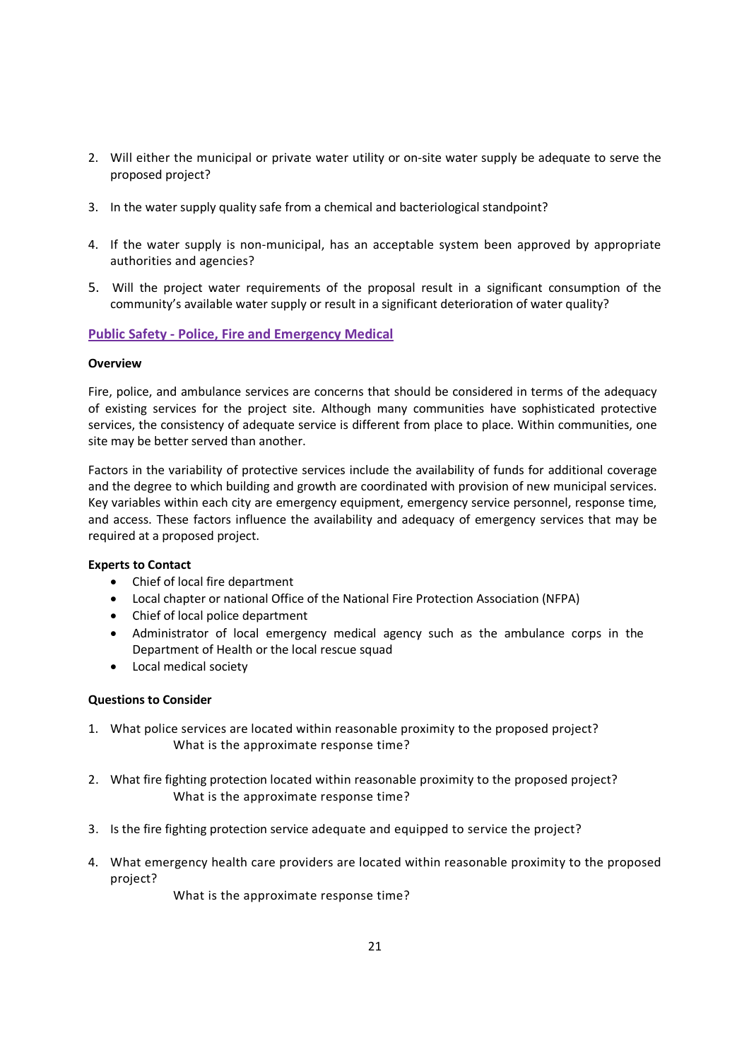2. Will either the municipal or private water utility or on-site water supply be adequate to serve the proposed project?

3. In the water supply quality safe from a chemical and bacteriological standpoint?

4. If the water supply is non-municipal, has an acceptable system been approved by appropriate authorities and agencies?

5. Will the project water requirements of the proposal result in a significant consumption of the community's available water supply or result in a significant deterioration of water quality?

## Public Safety - Police, Fire and Emergency Medical

**Overview**

Fire, police, and ambulance services are concerns that should be considered in terms of the adequacy of existing services for the project site. Although many communities have sophisticated protective services, the consistency of adequate service is different from place to place. Within communities, one site may be better served than another.

Factors in the variability of protective services include the availability of funds for additional coverage and the degree to which building and growth are coordinated with provision of new municipal services. Key variables within each city are emergency equipment, emergency service personnel, response time, and access. These factors influence the availability and adequacy of emergency services that may be required at a proposed project.

**Experts to Contact**

- Chief of local fire department
- Local chapter or national Office of the National Fire Protection Association (NFPA)
- Chief of local police department
- Administrator of local emergency medical agency such as the ambulance corps in the Department of Health or the local rescue squad
- Local medical society

**Questions to Consider**

1. What police services are located within reasonable proximity to the proposed project?
   What is the approximate response time?

2. What fire fighting protection located within reasonable proximity to the proposed project?
   What is the approximate response time?

3. Is the fire fighting protection service adequate and equipped to service the project?

4. What emergency health care providers are located within reasonable proximity to the proposed project?
   What is the approximate response time?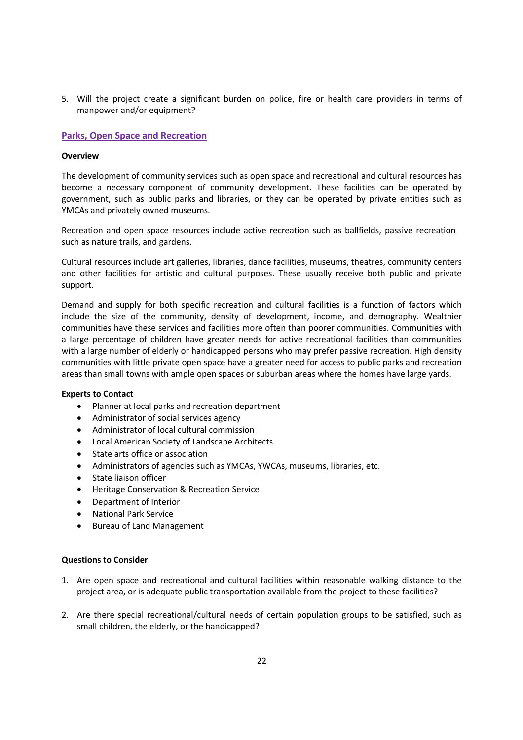5. Will the project create a significant burden on police, fire or health care providers in terms of manpower and/or equipment?

## Parks, Open Space and Recreation

**Overview**

The development of community services such as open space and recreational and cultural resources has become a necessary component of community development. These facilities can be operated by government, such as public parks and libraries, or they can be operated by private entities such as YMCAs and privately owned museums.

Recreation and open space resources include active recreation such as ballfields, passive recreation such as nature trails, and gardens.

Cultural resources include art galleries, libraries, dance facilities, museums, theatres, community centers and other facilities for artistic and cultural purposes. These usually receive both public and private support.

Demand and supply for both specific recreation and cultural facilities is a function of factors which include the size of the community, density of development, income, and demography. Wealthier communities have these services and facilities more often than poorer communities. Communities with a large percentage of children have greater needs for active recreational facilities than communities with a large number of elderly or handicapped persons who may prefer passive recreation. High density communities with little private open space have a greater need for access to public parks and recreation areas than small towns with ample open spaces or suburban areas where the homes have large yards.

**Experts to Contact**

- Planner at local parks and recreation department
- Administrator of social services agency
- Administrator of local cultural commission
- Local American Society of Landscape Architects
- State arts office or association
- Administrators of agencies such as YMCAs, YWCAs, museums, libraries, etc.
- State liaison officer
- Heritage Conservation & Recreation Service
- Department of Interior
- National Park Service
- Bureau of Land Management

**Questions to Consider**

1. Are open space and recreational and cultural facilities within reasonable walking distance to the project area, or is adequate public transportation available from the project to these facilities?

2. Are there special recreational/cultural needs of certain population groups to be satisfied, such as small children, the elderly, or the handicapped?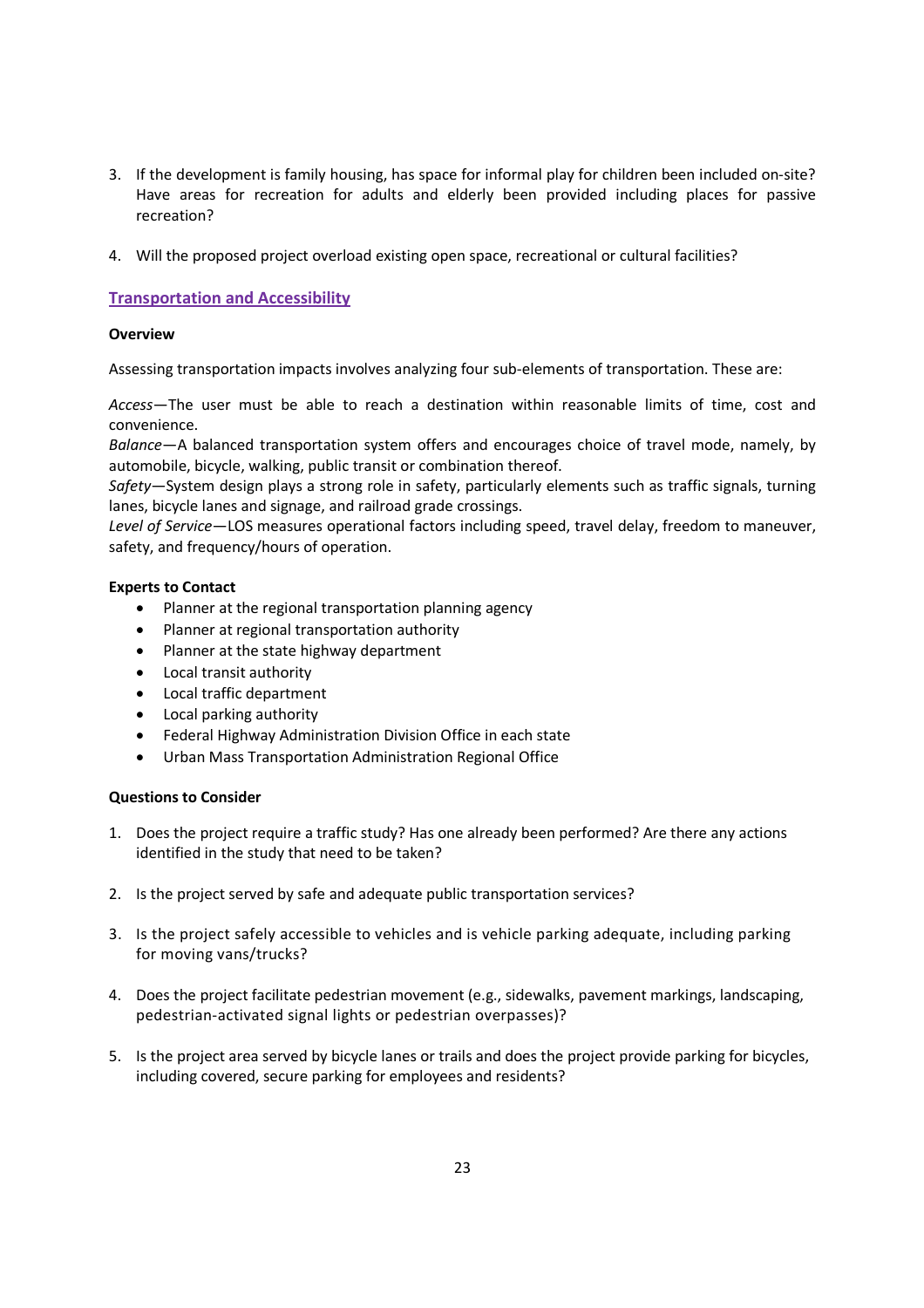3. If the development is family housing, has space for informal play for children been included on-site? Have areas for recreation for adults and elderly been provided including places for passive recreation?

4. Will the proposed project overload existing open space, recreational or cultural facilities?

## Transportation and Accessibility

**Overview**

Assessing transportation impacts involves analyzing four sub-elements of transportation. These are:

*Access*—The user must be able to reach a destination within reasonable limits of time, cost and convenience.
*Balance*—A balanced transportation system offers and encourages choice of travel mode, namely, by automobile, bicycle, walking, public transit or combination thereof.
*Safety*—System design plays a strong role in safety, particularly elements such as traffic signals, turning lanes, bicycle lanes and signage, and railroad grade crossings.
*Level of Service*—LOS measures operational factors including speed, travel delay, freedom to maneuver, safety, and frequency/hours of operation.

**Experts to Contact**

- Planner at the regional transportation planning agency
- Planner at regional transportation authority
- Planner at the state highway department
- Local transit authority
- Local traffic department
- Local parking authority
- Federal Highway Administration Division Office in each state
- Urban Mass Transportation Administration Regional Office

**Questions to Consider**

1. Does the project require a traffic study? Has one already been performed? Are there any actions identified in the study that need to be taken?

2. Is the project served by safe and adequate public transportation services?

3. Is the project safely accessible to vehicles and is vehicle parking adequate, including parking for moving vans/trucks?

4. Does the project facilitate pedestrian movement (e.g., sidewalks, pavement markings, landscaping, pedestrian-activated signal lights or pedestrian overpasses)?

5. Is the project area served by bicycle lanes or trails and does the project provide parking for bicycles, including covered, secure parking for employees and residents?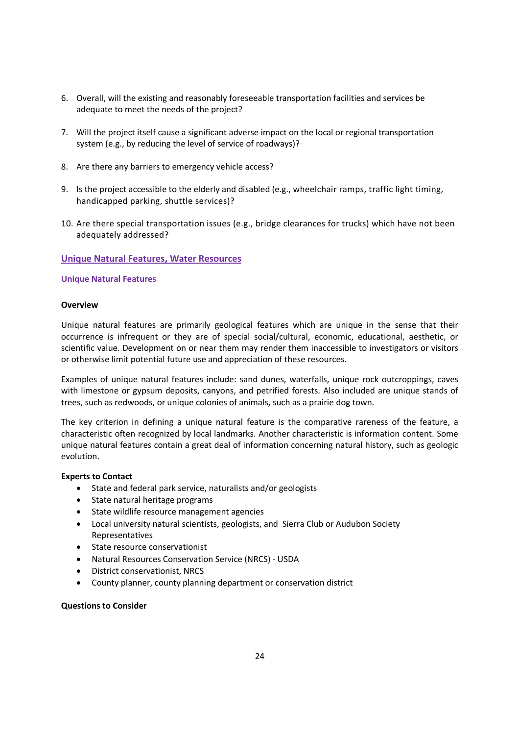6. Overall, will the existing and reasonably foreseeable transportation facilities and services be adequate to meet the needs of the project?

7. Will the project itself cause a significant adverse impact on the local or regional transportation system (e.g., by reducing the level of service of roadways)?

8. Are there any barriers to emergency vehicle access?

9. Is the project accessible to the elderly and disabled (e.g., wheelchair ramps, traffic light timing, handicapped parking, shuttle services)?

10. Are there special transportation issues (e.g., bridge clearances for trucks) which have not been adequately addressed?

## Unique Natural Features, Water Resources

### Unique Natural Features

**Overview**

Unique natural features are primarily geological features which are unique in the sense that their occurrence is infrequent or they are of special social/cultural, economic, educational, aesthetic, or scientific value. Development on or near them may render them inaccessible to investigators or visitors or otherwise limit potential future use and appreciation of these resources.

Examples of unique natural features include: sand dunes, waterfalls, unique rock outcroppings, caves with limestone or gypsum deposits, canyons, and petrified forests. Also included are unique stands of trees, such as redwoods, or unique colonies of animals, such as a prairie dog town.

The key criterion in defining a unique natural feature is the comparative rareness of the feature, a characteristic often recognized by local landmarks. Another characteristic is information content. Some unique natural features contain a great deal of information concerning natural history, such as geologic evolution.

**Experts to Contact**

- State and federal park service, naturalists and/or geologists
- State natural heritage programs
- State wildlife resource management agencies
- Local university natural scientists, geologists, and Sierra Club or Audubon Society Representatives
- State resource conservationist
- Natural Resources Conservation Service (NRCS) - USDA
- District conservationist, NRCS
- County planner, county planning department or conservation district

**Questions to Consider**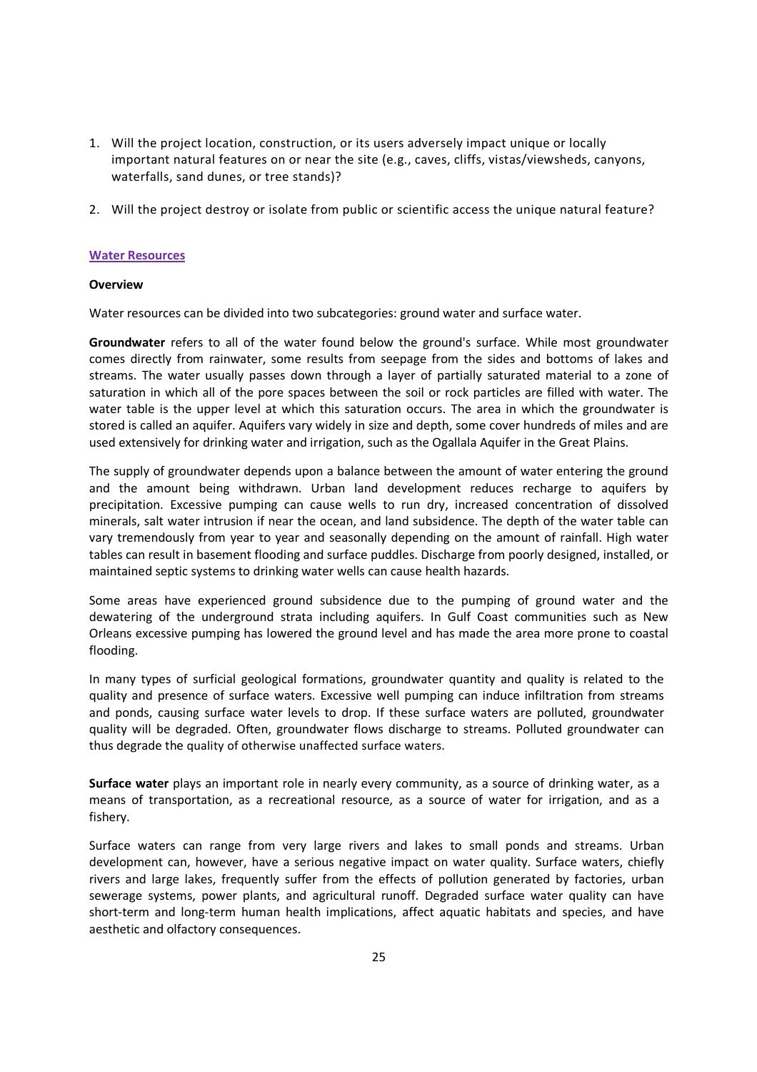1. Will the project location, construction, or its users adversely impact unique or locally important natural features on or near the site (e.g., caves, cliffs, vistas/viewsheds, canyons, waterfalls, sand dunes, or tree stands)?
2. Will the project destroy or isolate from public or scientific access the unique natural feature?

## Water Resources

### Overview

Water resources can be divided into two subcategories: ground water and surface water.

**Groundwater** refers to all of the water found below the ground's surface. While most groundwater comes directly from rainwater, some results from seepage from the sides and bottoms of lakes and streams. The water usually passes down through a layer of partially saturated material to a zone of saturation in which all of the pore spaces between the soil or rock particles are filled with water. The water table is the upper level at which this saturation occurs. The area in which the groundwater is stored is called an aquifer. Aquifers vary widely in size and depth, some cover hundreds of miles and are used extensively for drinking water and irrigation, such as the Ogallala Aquifer in the Great Plains.

The supply of groundwater depends upon a balance between the amount of water entering the ground and the amount being withdrawn. Urban land development reduces recharge to aquifers by precipitation. Excessive pumping can cause wells to run dry, increased concentration of dissolved minerals, salt water intrusion if near the ocean, and land subsidence. The depth of the water table can vary tremendously from year to year and seasonally depending on the amount of rainfall. High water tables can result in basement flooding and surface puddles. Discharge from poorly designed, installed, or maintained septic systems to drinking water wells can cause health hazards.

Some areas have experienced ground subsidence due to the pumping of ground water and the dewatering of the underground strata including aquifers. In Gulf Coast communities such as New Orleans excessive pumping has lowered the ground level and has made the area more prone to coastal flooding.

In many types of surficial geological formations, groundwater quantity and quality is related to the quality and presence of surface waters. Excessive well pumping can induce infiltration from streams and ponds, causing surface water levels to drop. If these surface waters are polluted, groundwater quality will be degraded. Often, groundwater flows discharge to streams. Polluted groundwater can thus degrade the quality of otherwise unaffected surface waters.

**Surface water** plays an important role in nearly every community, as a source of drinking water, as a means of transportation, as a recreational resource, as a source of water for irrigation, and as a fishery.

Surface waters can range from very large rivers and lakes to small ponds and streams. Urban development can, however, have a serious negative impact on water quality. Surface waters, chiefly rivers and large lakes, frequently suffer from the effects of pollution generated by factories, urban sewerage systems, power plants, and agricultural runoff. Degraded surface water quality can have short-term and long-term human health implications, affect aquatic habitats and species, and have aesthetic and olfactory consequences.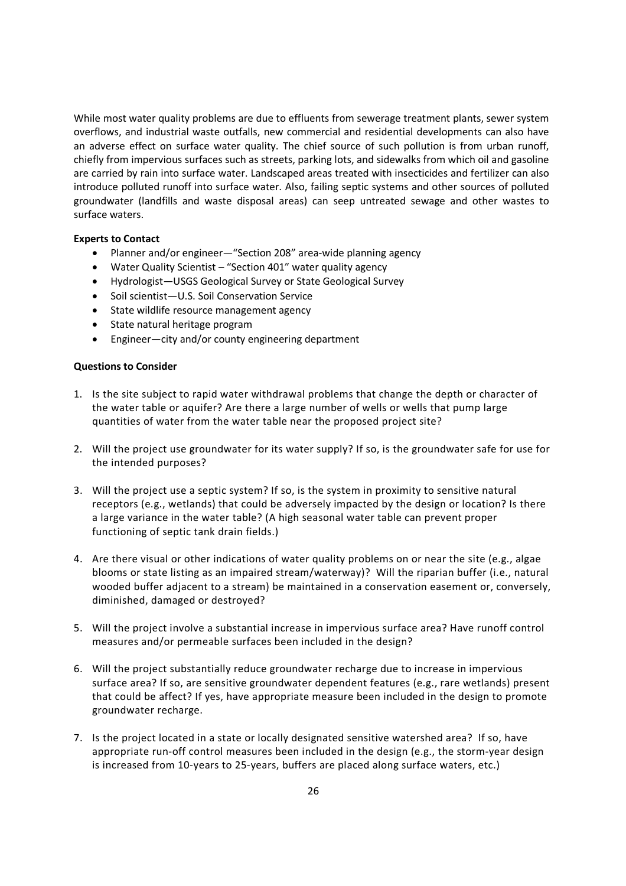While most water quality problems are due to effluents from sewerage treatment plants, sewer system overflows, and industrial waste outfalls, new commercial and residential developments can also have an adverse effect on surface water quality. The chief source of such pollution is from urban runoff, chiefly from impervious surfaces such as streets, parking lots, and sidewalks from which oil and gasoline are carried by rain into surface water. Landscaped areas treated with insecticides and fertilizer can also introduce polluted runoff into surface water. Also, failing septic systems and other sources of polluted groundwater (landfills and waste disposal areas) can seep untreated sewage and other wastes to surface waters.

**Experts to Contact**

- Planner and/or engineer—"Section 208" area-wide planning agency
- Water Quality Scientist – "Section 401" water quality agency
- Hydrologist—USGS Geological Survey or State Geological Survey
- Soil scientist—U.S. Soil Conservation Service
- State wildlife resource management agency
- State natural heritage program
- Engineer—city and/or county engineering department

**Questions to Consider**

1. Is the site subject to rapid water withdrawal problems that change the depth or character of the water table or aquifer? Are there a large number of wells or wells that pump large quantities of water from the water table near the proposed project site?

2. Will the project use groundwater for its water supply? If so, is the groundwater safe for use for the intended purposes?

3. Will the project use a septic system? If so, is the system in proximity to sensitive natural receptors (e.g., wetlands) that could be adversely impacted by the design or location? Is there a large variance in the water table? (A high seasonal water table can prevent proper functioning of septic tank drain fields.)

4. Are there visual or other indications of water quality problems on or near the site (e.g., algae blooms or state listing as an impaired stream/waterway)? Will the riparian buffer (i.e., natural wooded buffer adjacent to a stream) be maintained in a conservation easement or, conversely, diminished, damaged or destroyed?

5. Will the project involve a substantial increase in impervious surface area? Have runoff control measures and/or permeable surfaces been included in the design?

6. Will the project substantially reduce groundwater recharge due to increase in impervious surface area? If so, are sensitive groundwater dependent features (e.g., rare wetlands) present that could be affect? If yes, have appropriate measure been included in the design to promote groundwater recharge.

7. Is the project located in a state or locally designated sensitive watershed area? If so, have appropriate run-off control measures been included in the design (e.g., the storm-year design is increased from 10-years to 25-years, buffers are placed along surface waters, etc.)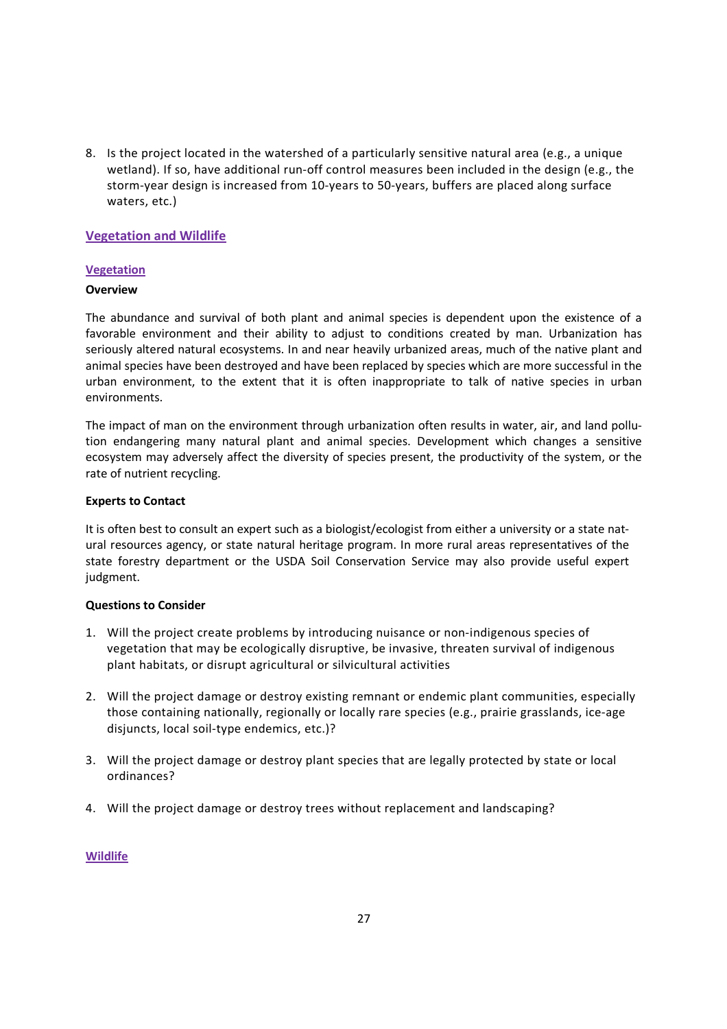8. Is the project located in the watershed of a particularly sensitive natural area (e.g., a unique wetland). If so, have additional run-off control measures been included in the design (e.g., the storm-year design is increased from 10-years to 50-years, buffers are placed along surface waters, etc.)

## Vegetation and Wildlife

### Vegetation

**Overview**

The abundance and survival of both plant and animal species is dependent upon the existence of a favorable environment and their ability to adjust to conditions created by man. Urbanization has seriously altered natural ecosystems. In and near heavily urbanized areas, much of the native plant and animal species have been destroyed and have been replaced by species which are more successful in the urban environment, to the extent that it is often inappropriate to talk of native species in urban environments.

The impact of man on the environment through urbanization often results in water, air, and land pollution endangering many natural plant and animal species. Development which changes a sensitive ecosystem may adversely affect the diversity of species present, the productivity of the system, or the rate of nutrient recycling.

**Experts to Contact**

It is often best to consult an expert such as a biologist/ecologist from either a university or a state natural resources agency, or state natural heritage program. In more rural areas representatives of the state forestry department or the USDA Soil Conservation Service may also provide useful expert judgment.

**Questions to Consider**

1. Will the project create problems by introducing nuisance or non-indigenous species of vegetation that may be ecologically disruptive, be invasive, threaten survival of indigenous plant habitats, or disrupt agricultural or silvicultural activities

2. Will the project damage or destroy existing remnant or endemic plant communities, especially those containing nationally, regionally or locally rare species (e.g., prairie grasslands, ice-age disjuncts, local soil-type endemics, etc.)?

3. Will the project damage or destroy plant species that are legally protected by state or local ordinances?

4. Will the project damage or destroy trees without replacement and landscaping?

### Wildlife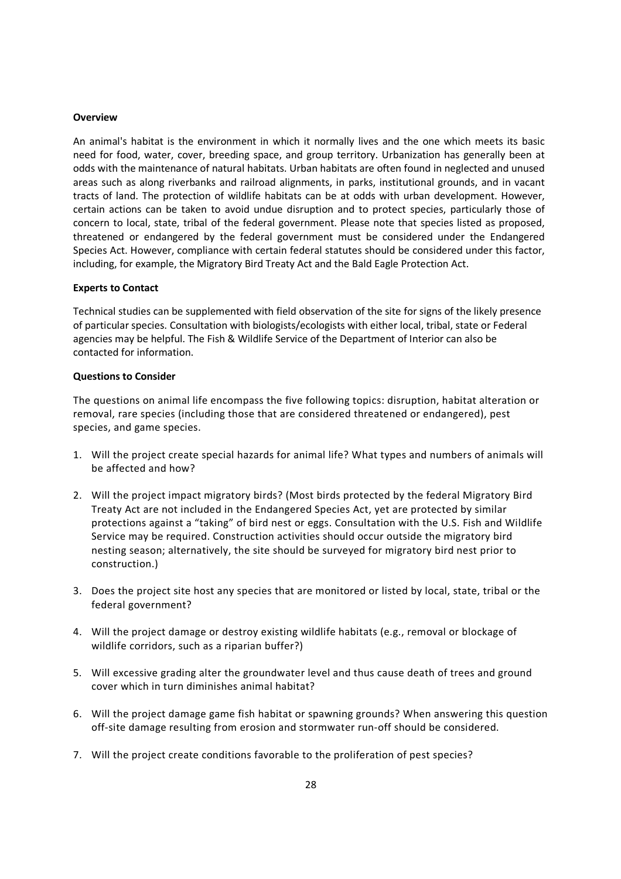**Overview**

An animal's habitat is the environment in which it normally lives and the one which meets its basic need for food, water, cover, breeding space, and group territory. Urbanization has generally been at odds with the maintenance of natural habitats. Urban habitats are often found in neglected and unused areas such as along riverbanks and railroad alignments, in parks, institutional grounds, and in vacant tracts of land. The protection of wildlife habitats can be at odds with urban development. However, certain actions can be taken to avoid undue disruption and to protect species, particularly those of concern to local, state, tribal of the federal government. Please note that species listed as proposed, threatened or endangered by the federal government must be considered under the Endangered Species Act. However, compliance with certain federal statutes should be considered under this factor, including, for example, the Migratory Bird Treaty Act and the Bald Eagle Protection Act.

**Experts to Contact**

Technical studies can be supplemented with field observation of the site for signs of the likely presence of particular species. Consultation with biologists/ecologists with either local, tribal, state or Federal agencies may be helpful. The Fish & Wildlife Service of the Department of Interior can also be contacted for information.

**Questions to Consider**

The questions on animal life encompass the five following topics: disruption, habitat alteration or removal, rare species (including those that are considered threatened or endangered), pest species, and game species.

1. Will the project create special hazards for animal life? What types and numbers of animals will be affected and how?
2. Will the project impact migratory birds? (Most birds protected by the federal Migratory Bird Treaty Act are not included in the Endangered Species Act, yet are protected by similar protections against a "taking" of bird nest or eggs. Consultation with the U.S. Fish and Wildlife Service may be required. Construction activities should occur outside the migratory bird nesting season; alternatively, the site should be surveyed for migratory bird nest prior to construction.)
3. Does the project site host any species that are monitored or listed by local, state, tribal or the federal government?
4. Will the project damage or destroy existing wildlife habitats (e.g., removal or blockage of wildlife corridors, such as a riparian buffer?)
5. Will excessive grading alter the groundwater level and thus cause death of trees and ground cover which in turn diminishes animal habitat?
6. Will the project damage game fish habitat or spawning grounds? When answering this question off-site damage resulting from erosion and stormwater run-off should be considered.
7. Will the project create conditions favorable to the proliferation of pest species?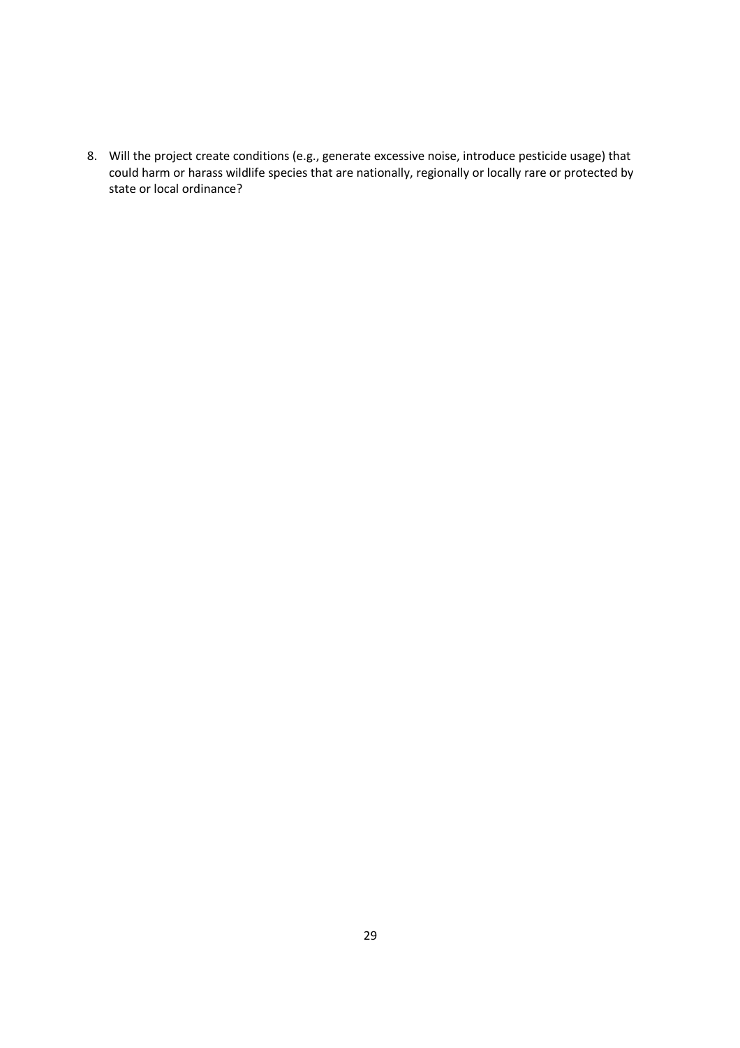8. Will the project create conditions (e.g., generate excessive noise, introduce pesticide usage) that could harm or harass wildlife species that are nationally, regionally or locally rare or protected by state or local ordinance?